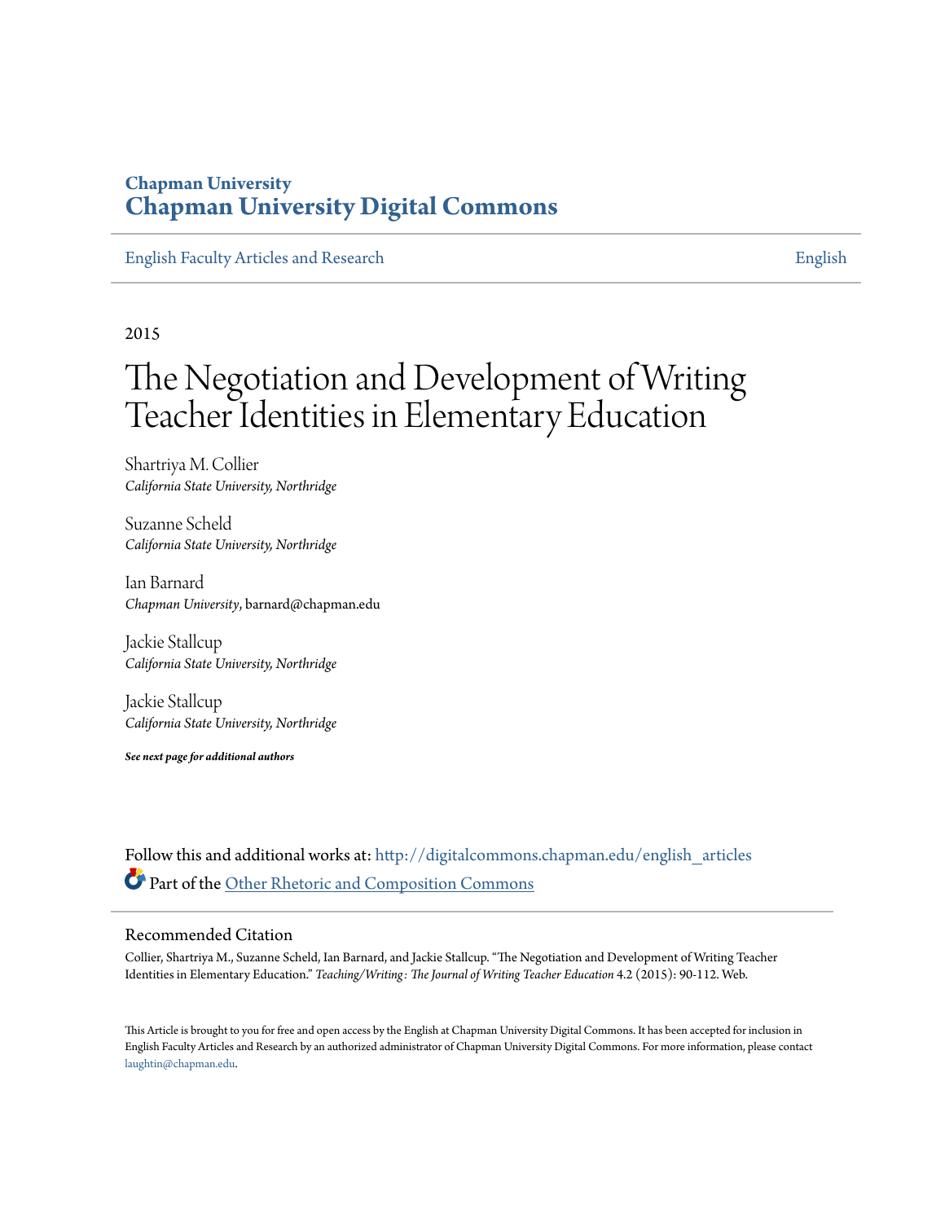Chapman University

# Chapman University Digital Commons

English Faculty Articles and Research | English

2015

# The Negotiation and Development of Writing Teacher Identities in Elementary Education

Shartriya M. Collier
*California State University, Northridge*

Suzanne Scheld
*California State University, Northridge*

Ian Barnard
*Chapman University*, barnard@chapman.edu

Jackie Stallcup
*California State University, Northridge*

Jackie Stallcup
*California State University, Northridge*

***See next page for additional authors***

Follow this and additional works at: http://digitalcommons.chapman.edu/english_articles

Part of the Other Rhetoric and Composition Commons

## Recommended Citation

Collier, Shartriya M., Suzanne Scheld, Ian Barnard, and Jackie Stallcup. "The Negotiation and Development of Writing Teacher Identities in Elementary Education." *Teaching/Writing: The Journal of Writing Teacher Education* 4.2 (2015): 90-112. Web.

This Article is brought to you for free and open access by the English at Chapman University Digital Commons. It has been accepted for inclusion in English Faculty Articles and Research by an authorized administrator of Chapman University Digital Commons. For more information, please contact laughtin@chapman.edu.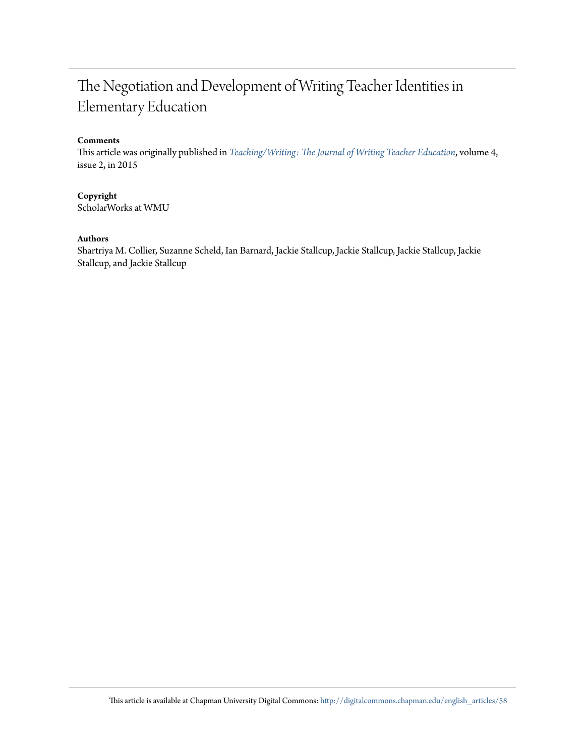# The Negotiation and Development of Writing Teacher Identities in Elementary Education

**Comments**

This article was originally published in *Teaching/Writing: The Journal of Writing Teacher Education*, volume 4, issue 2, in 2015

**Copyright**

ScholarWorks at WMU

**Authors**

Shartriya M. Collier, Suzanne Scheld, Ian Barnard, Jackie Stallcup, Jackie Stallcup, Jackie Stallcup, Jackie Stallcup, and Jackie Stallcup

This article is available at Chapman University Digital Commons: http://digitalcommons.chapman.edu/english_articles/58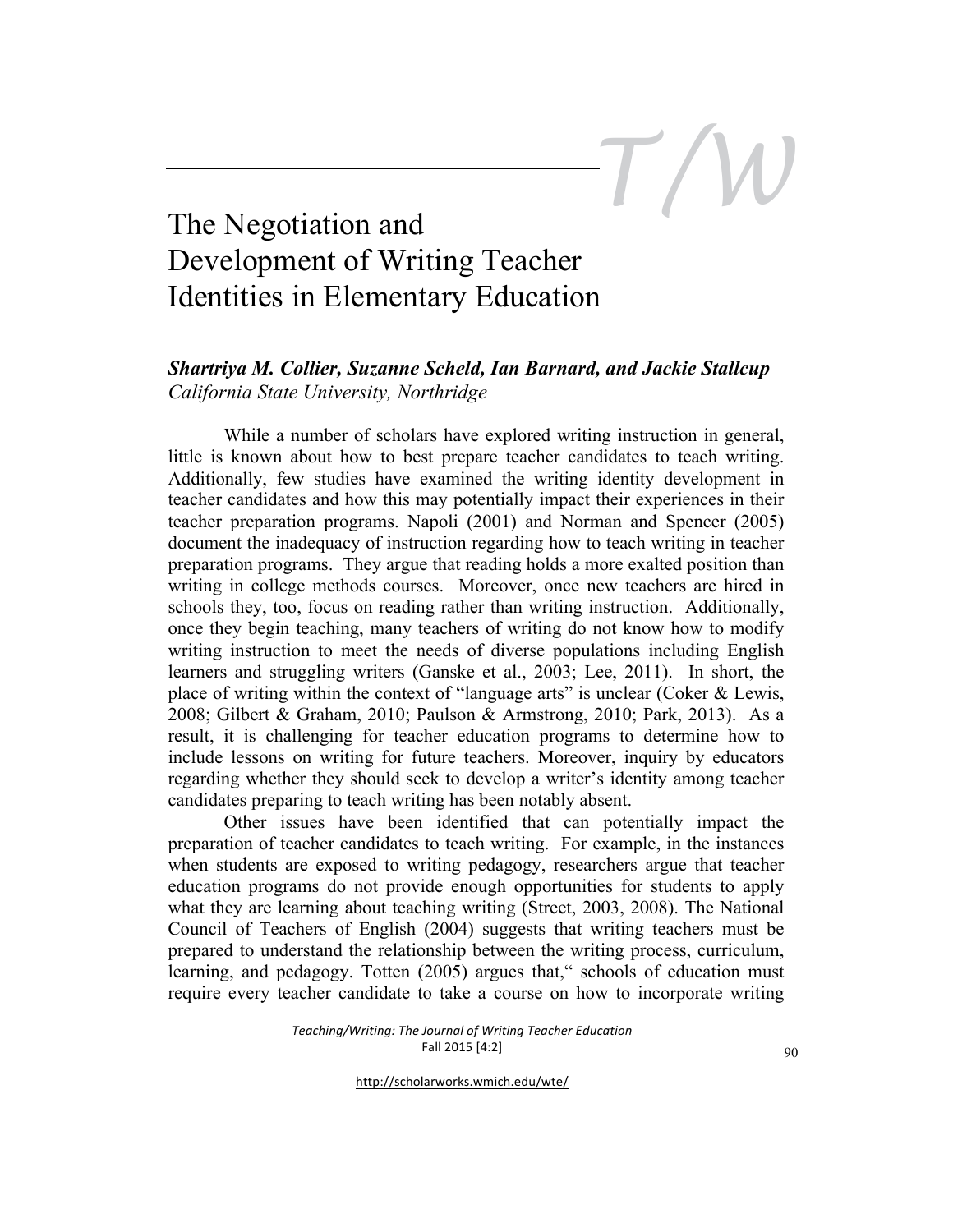# The Negotiation and Development of Writing Teacher Identities in Elementary Education

***Shartriya M. Collier, Suzanne Scheld, Ian Barnard, and Jackie Stallcup***
*California State University, Northridge*

While a number of scholars have explored writing instruction in general, little is known about how to best prepare teacher candidates to teach writing. Additionally, few studies have examined the writing identity development in teacher candidates and how this may potentially impact their experiences in their teacher preparation programs. Napoli (2001) and Norman and Spencer (2005) document the inadequacy of instruction regarding how to teach writing in teacher preparation programs. They argue that reading holds a more exalted position than writing in college methods courses. Moreover, once new teachers are hired in schools they, too, focus on reading rather than writing instruction. Additionally, once they begin teaching, many teachers of writing do not know how to modify writing instruction to meet the needs of diverse populations including English learners and struggling writers (Ganske et al., 2003; Lee, 2011). In short, the place of writing within the context of "language arts" is unclear (Coker & Lewis, 2008; Gilbert & Graham, 2010; Paulson & Armstrong, 2010; Park, 2013). As a result, it is challenging for teacher education programs to determine how to include lessons on writing for future teachers. Moreover, inquiry by educators regarding whether they should seek to develop a writer's identity among teacher candidates preparing to teach writing has been notably absent.

Other issues have been identified that can potentially impact the preparation of teacher candidates to teach writing. For example, in the instances when students are exposed to writing pedagogy, researchers argue that teacher education programs do not provide enough opportunities for students to apply what they are learning about teaching writing (Street, 2003, 2008). The National Council of Teachers of English (2004) suggests that writing teachers must be prepared to understand the relationship between the writing process, curriculum, learning, and pedagogy. Totten (2005) argues that," schools of education must require every teacher candidate to take a course on how to incorporate writing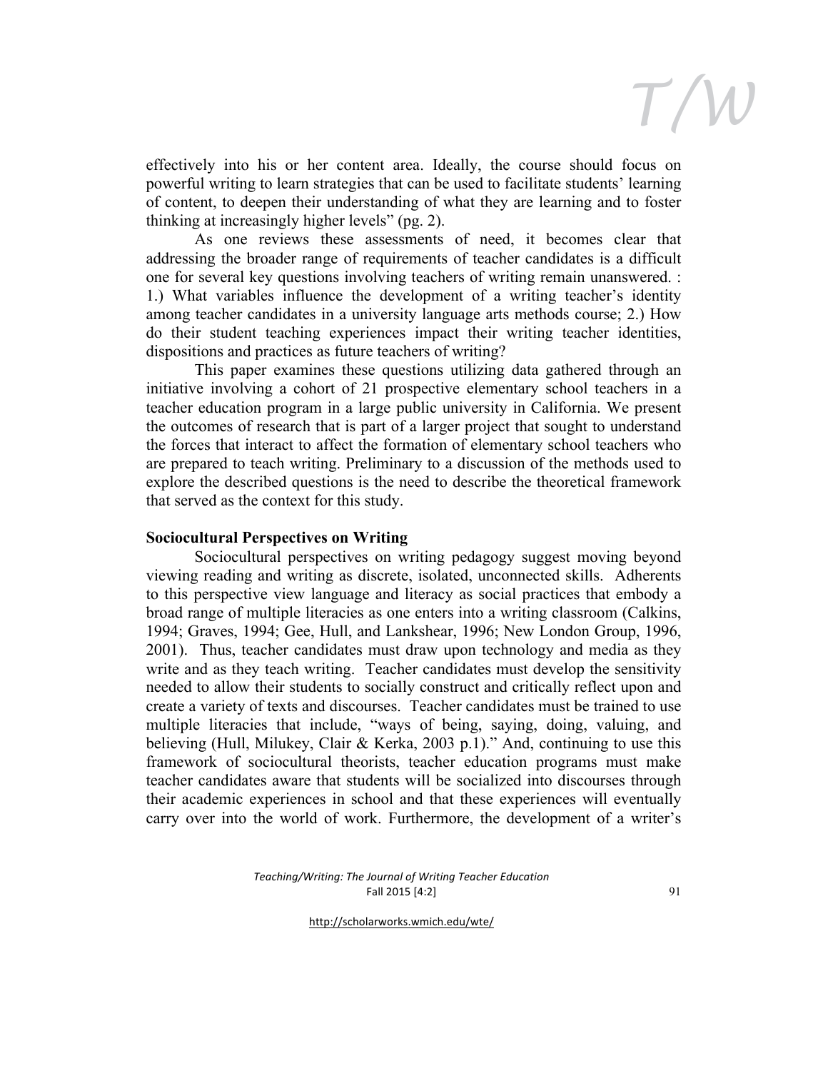effectively into his or her content area. Ideally, the course should focus on powerful writing to learn strategies that can be used to facilitate students' learning of content, to deepen their understanding of what they are learning and to foster thinking at increasingly higher levels" (pg. 2).

As one reviews these assessments of need, it becomes clear that addressing the broader range of requirements of teacher candidates is a difficult one for several key questions involving teachers of writing remain unanswered. : 1.) What variables influence the development of a writing teacher's identity among teacher candidates in a university language arts methods course; 2.) How do their student teaching experiences impact their writing teacher identities, dispositions and practices as future teachers of writing?

This paper examines these questions utilizing data gathered through an initiative involving a cohort of 21 prospective elementary school teachers in a teacher education program in a large public university in California. We present the outcomes of research that is part of a larger project that sought to understand the forces that interact to affect the formation of elementary school teachers who are prepared to teach writing. Preliminary to a discussion of the methods used to explore the described questions is the need to describe the theoretical framework that served as the context for this study.

## Sociocultural Perspectives on Writing

Sociocultural perspectives on writing pedagogy suggest moving beyond viewing reading and writing as discrete, isolated, unconnected skills. Adherents to this perspective view language and literacy as social practices that embody a broad range of multiple literacies as one enters into a writing classroom (Calkins, 1994; Graves, 1994; Gee, Hull, and Lankshear, 1996; New London Group, 1996, 2001). Thus, teacher candidates must draw upon technology and media as they write and as they teach writing. Teacher candidates must develop the sensitivity needed to allow their students to socially construct and critically reflect upon and create a variety of texts and discourses. Teacher candidates must be trained to use multiple literacies that include, "ways of being, saying, doing, valuing, and believing (Hull, Milukey, Clair & Kerka, 2003 p.1)." And, continuing to use this framework of sociocultural theorists, teacher education programs must make teacher candidates aware that students will be socialized into discourses through their academic experiences in school and that these experiences will eventually carry over into the world of work. Furthermore, the development of a writer's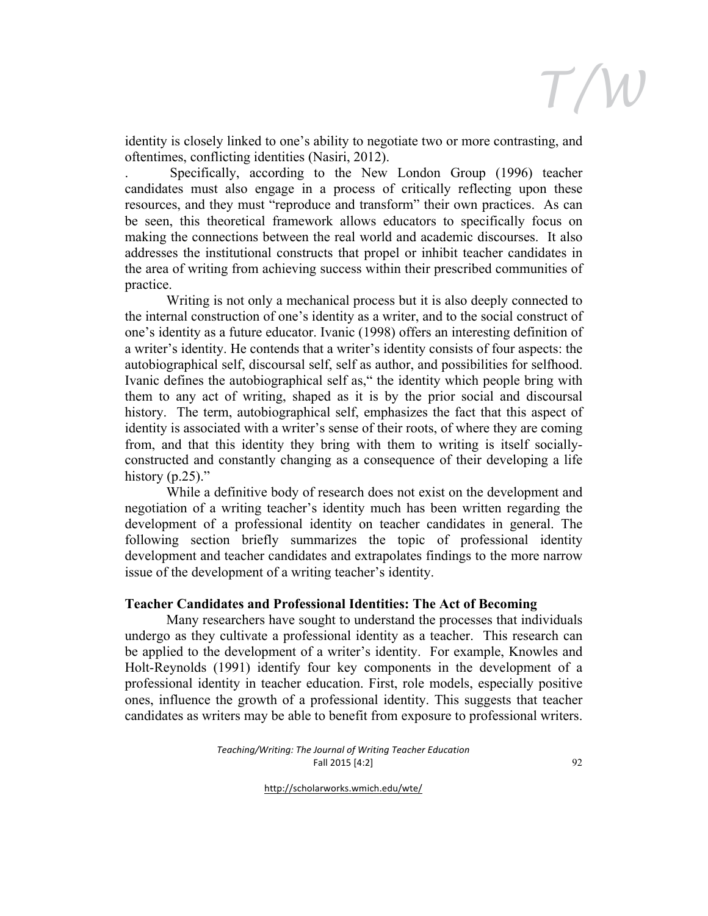identity is closely linked to one's ability to negotiate two or more contrasting, and oftentimes, conflicting identities (Nasiri, 2012).

. Specifically, according to the New London Group (1996) teacher candidates must also engage in a process of critically reflecting upon these resources, and they must "reproduce and transform" their own practices. As can be seen, this theoretical framework allows educators to specifically focus on making the connections between the real world and academic discourses. It also addresses the institutional constructs that propel or inhibit teacher candidates in the area of writing from achieving success within their prescribed communities of practice.

Writing is not only a mechanical process but it is also deeply connected to the internal construction of one's identity as a writer, and to the social construct of one's identity as a future educator. Ivanic (1998) offers an interesting definition of a writer's identity. He contends that a writer's identity consists of four aspects: the autobiographical self, discoursal self, self as author, and possibilities for selfhood. Ivanic defines the autobiographical self as," the identity which people bring with them to any act of writing, shaped as it is by the prior social and discoursal history. The term, autobiographical self, emphasizes the fact that this aspect of identity is associated with a writer's sense of their roots, of where they are coming from, and that this identity they bring with them to writing is itself socially-constructed and constantly changing as a consequence of their developing a life history (p.25)."

While a definitive body of research does not exist on the development and negotiation of a writing teacher's identity much has been written regarding the development of a professional identity on teacher candidates in general. The following section briefly summarizes the topic of professional identity development and teacher candidates and extrapolates findings to the more narrow issue of the development of a writing teacher's identity.

**Teacher Candidates and Professional Identities: The Act of Becoming**

Many researchers have sought to understand the processes that individuals undergo as they cultivate a professional identity as a teacher. This research can be applied to the development of a writer's identity. For example, Knowles and Holt-Reynolds (1991) identify four key components in the development of a professional identity in teacher education. First, role models, especially positive ones, influence the growth of a professional identity. This suggests that teacher candidates as writers may be able to benefit from exposure to professional writers.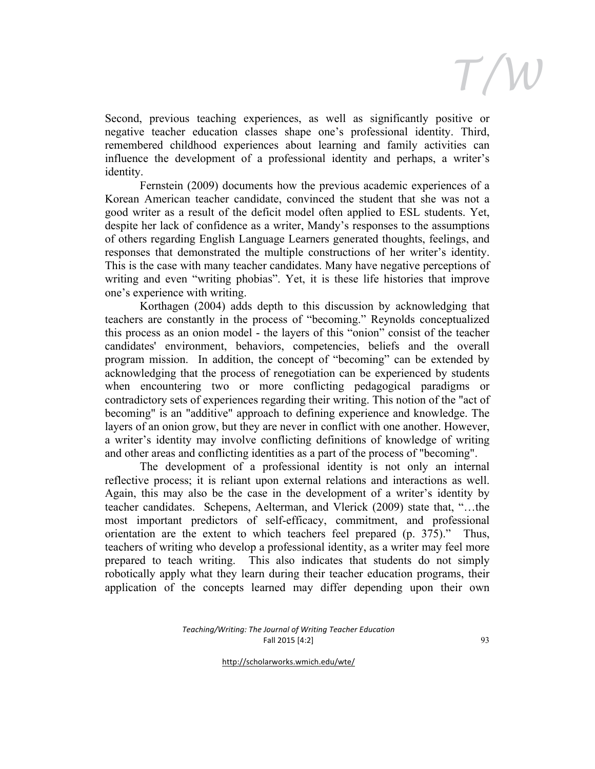Second, previous teaching experiences, as well as significantly positive or negative teacher education classes shape one's professional identity. Third, remembered childhood experiences about learning and family activities can influence the development of a professional identity and perhaps, a writer's identity.

Fernstein (2009) documents how the previous academic experiences of a Korean American teacher candidate, convinced the student that she was not a good writer as a result of the deficit model often applied to ESL students. Yet, despite her lack of confidence as a writer, Mandy's responses to the assumptions of others regarding English Language Learners generated thoughts, feelings, and responses that demonstrated the multiple constructions of her writer's identity. This is the case with many teacher candidates. Many have negative perceptions of writing and even "writing phobias". Yet, it is these life histories that improve one's experience with writing.

Korthagen (2004) adds depth to this discussion by acknowledging that teachers are constantly in the process of "becoming." Reynolds conceptualized this process as an onion model - the layers of this "onion" consist of the teacher candidates' environment, behaviors, competencies, beliefs and the overall program mission. In addition, the concept of "becoming" can be extended by acknowledging that the process of renegotiation can be experienced by students when encountering two or more conflicting pedagogical paradigms or contradictory sets of experiences regarding their writing. This notion of the "act of becoming" is an "additive" approach to defining experience and knowledge. The layers of an onion grow, but they are never in conflict with one another. However, a writer's identity may involve conflicting definitions of knowledge of writing and other areas and conflicting identities as a part of the process of "becoming".

The development of a professional identity is not only an internal reflective process; it is reliant upon external relations and interactions as well. Again, this may also be the case in the development of a writer's identity by teacher candidates. Schepens, Aelterman, and Vlerick (2009) state that, "…the most important predictors of self-efficacy, commitment, and professional orientation are the extent to which teachers feel prepared (p. 375)." Thus, teachers of writing who develop a professional identity, as a writer may feel more prepared to teach writing. This also indicates that students do not simply robotically apply what they learn during their teacher education programs, their application of the concepts learned may differ depending upon their own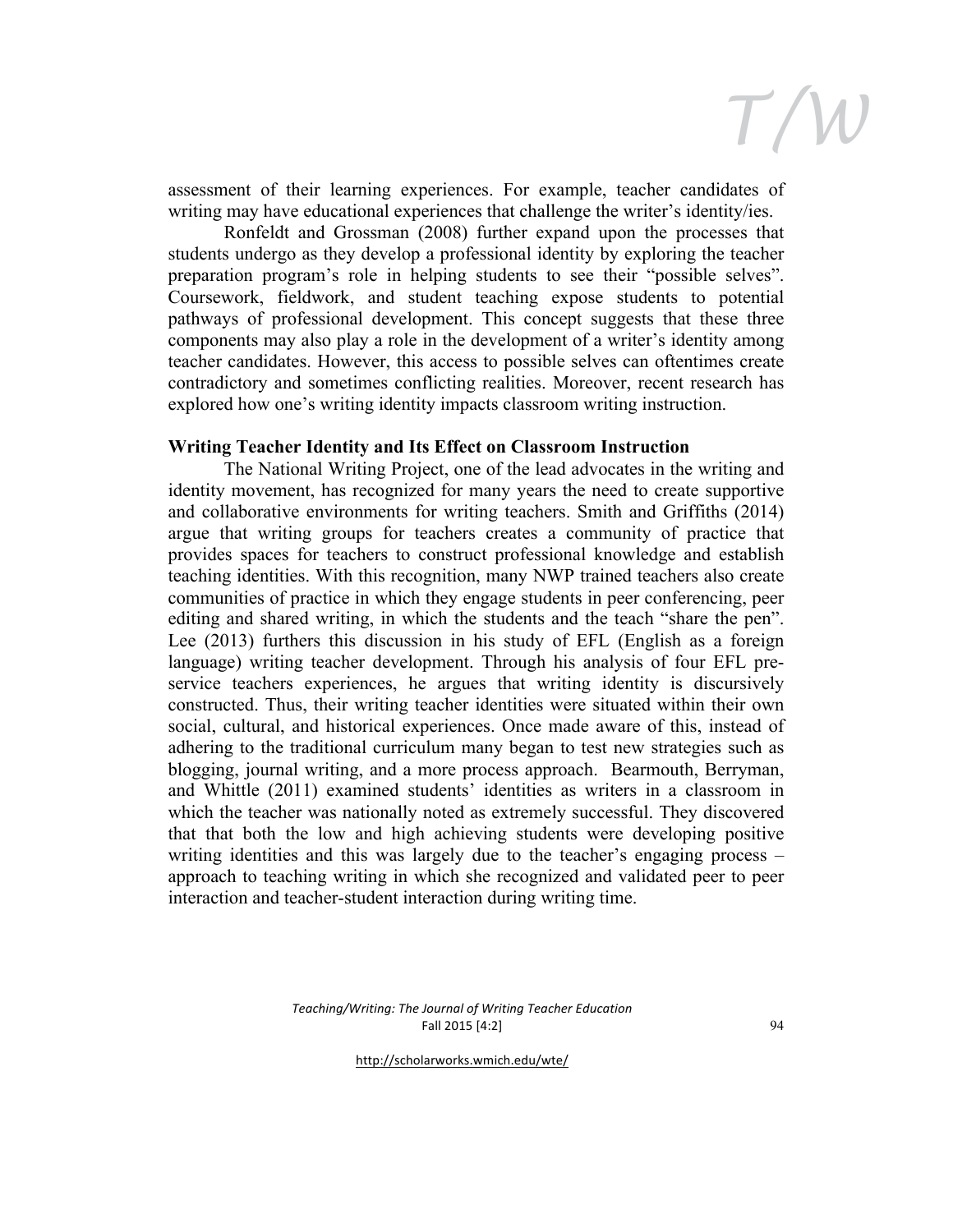assessment of their learning experiences. For example, teacher candidates of writing may have educational experiences that challenge the writer's identity/ies.

Ronfeldt and Grossman (2008) further expand upon the processes that students undergo as they develop a professional identity by exploring the teacher preparation program's role in helping students to see their "possible selves". Coursework, fieldwork, and student teaching expose students to potential pathways of professional development. This concept suggests that these three components may also play a role in the development of a writer's identity among teacher candidates. However, this access to possible selves can oftentimes create contradictory and sometimes conflicting realities. Moreover, recent research has explored how one's writing identity impacts classroom writing instruction.

**Writing Teacher Identity and Its Effect on Classroom Instruction**

The National Writing Project, one of the lead advocates in the writing and identity movement, has recognized for many years the need to create supportive and collaborative environments for writing teachers. Smith and Griffiths (2014) argue that writing groups for teachers creates a community of practice that provides spaces for teachers to construct professional knowledge and establish teaching identities. With this recognition, many NWP trained teachers also create communities of practice in which they engage students in peer conferencing, peer editing and shared writing, in which the students and the teach "share the pen". Lee (2013) furthers this discussion in his study of EFL (English as a foreign language) writing teacher development. Through his analysis of four EFL pre-service teachers experiences, he argues that writing identity is discursively constructed. Thus, their writing teacher identities were situated within their own social, cultural, and historical experiences. Once made aware of this, instead of adhering to the traditional curriculum many began to test new strategies such as blogging, journal writing, and a more process approach. Bearmouth, Berryman, and Whittle (2011) examined students' identities as writers in a classroom in which the teacher was nationally noted as extremely successful. They discovered that that both the low and high achieving students were developing positive writing identities and this was largely due to the teacher's engaging process – approach to teaching writing in which she recognized and validated peer to peer interaction and teacher-student interaction during writing time.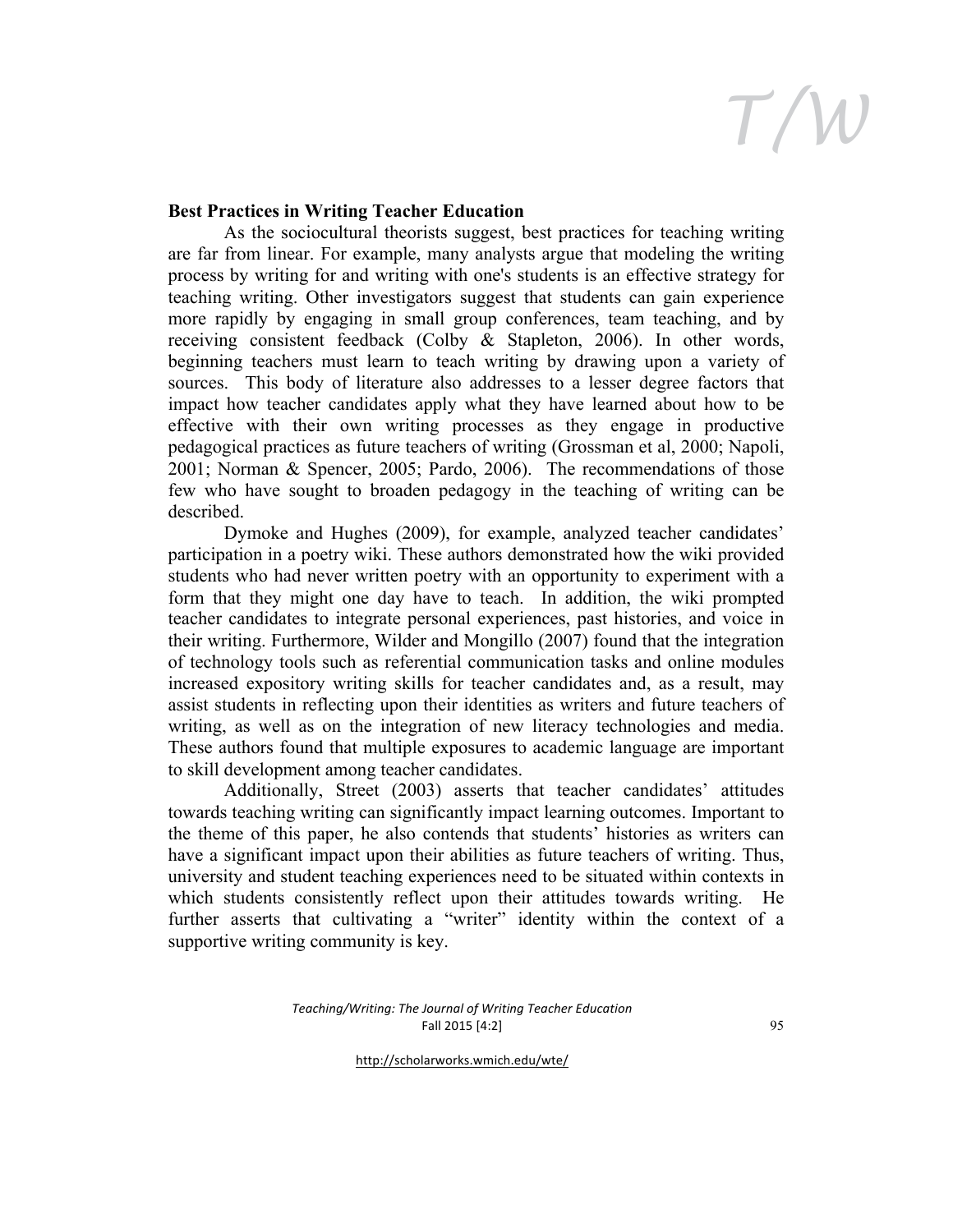## Best Practices in Writing Teacher Education

As the sociocultural theorists suggest, best practices for teaching writing are far from linear. For example, many analysts argue that modeling the writing process by writing for and writing with one's students is an effective strategy for teaching writing. Other investigators suggest that students can gain experience more rapidly by engaging in small group conferences, team teaching, and by receiving consistent feedback (Colby & Stapleton, 2006). In other words, beginning teachers must learn to teach writing by drawing upon a variety of sources. This body of literature also addresses to a lesser degree factors that impact how teacher candidates apply what they have learned about how to be effective with their own writing processes as they engage in productive pedagogical practices as future teachers of writing (Grossman et al, 2000; Napoli, 2001; Norman & Spencer, 2005; Pardo, 2006). The recommendations of those few who have sought to broaden pedagogy in the teaching of writing can be described.

Dymoke and Hughes (2009), for example, analyzed teacher candidates' participation in a poetry wiki. These authors demonstrated how the wiki provided students who had never written poetry with an opportunity to experiment with a form that they might one day have to teach. In addition, the wiki prompted teacher candidates to integrate personal experiences, past histories, and voice in their writing. Furthermore, Wilder and Mongillo (2007) found that the integration of technology tools such as referential communication tasks and online modules increased expository writing skills for teacher candidates and, as a result, may assist students in reflecting upon their identities as writers and future teachers of writing, as well as on the integration of new literacy technologies and media. These authors found that multiple exposures to academic language are important to skill development among teacher candidates.

Additionally, Street (2003) asserts that teacher candidates' attitudes towards teaching writing can significantly impact learning outcomes. Important to the theme of this paper, he also contends that students' histories as writers can have a significant impact upon their abilities as future teachers of writing. Thus, university and student teaching experiences need to be situated within contexts in which students consistently reflect upon their attitudes towards writing. He further asserts that cultivating a "writer" identity within the context of a supportive writing community is key.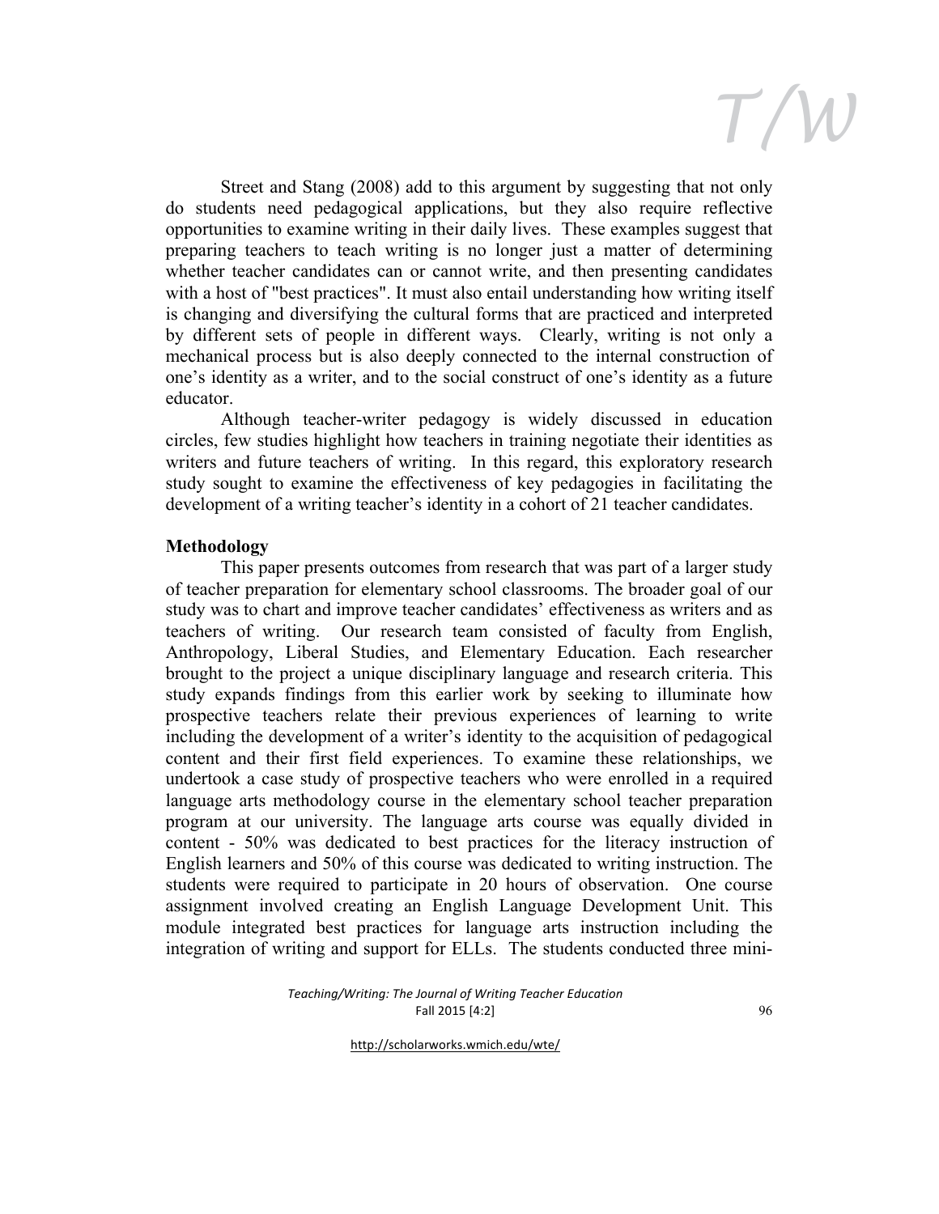Street and Stang (2008) add to this argument by suggesting that not only do students need pedagogical applications, but they also require reflective opportunities to examine writing in their daily lives. These examples suggest that preparing teachers to teach writing is no longer just a matter of determining whether teacher candidates can or cannot write, and then presenting candidates with a host of "best practices". It must also entail understanding how writing itself is changing and diversifying the cultural forms that are practiced and interpreted by different sets of people in different ways. Clearly, writing is not only a mechanical process but is also deeply connected to the internal construction of one's identity as a writer, and to the social construct of one's identity as a future educator.

Although teacher-writer pedagogy is widely discussed in education circles, few studies highlight how teachers in training negotiate their identities as writers and future teachers of writing. In this regard, this exploratory research study sought to examine the effectiveness of key pedagogies in facilitating the development of a writing teacher's identity in a cohort of 21 teacher candidates.

**Methodology**

This paper presents outcomes from research that was part of a larger study of teacher preparation for elementary school classrooms. The broader goal of our study was to chart and improve teacher candidates' effectiveness as writers and as teachers of writing. Our research team consisted of faculty from English, Anthropology, Liberal Studies, and Elementary Education. Each researcher brought to the project a unique disciplinary language and research criteria. This study expands findings from this earlier work by seeking to illuminate how prospective teachers relate their previous experiences of learning to write including the development of a writer's identity to the acquisition of pedagogical content and their first field experiences. To examine these relationships, we undertook a case study of prospective teachers who were enrolled in a required language arts methodology course in the elementary school teacher preparation program at our university. The language arts course was equally divided in content - 50% was dedicated to best practices for the literacy instruction of English learners and 50% of this course was dedicated to writing instruction. The students were required to participate in 20 hours of observation. One course assignment involved creating an English Language Development Unit. This module integrated best practices for language arts instruction including the integration of writing and support for ELLs. The students conducted three mini-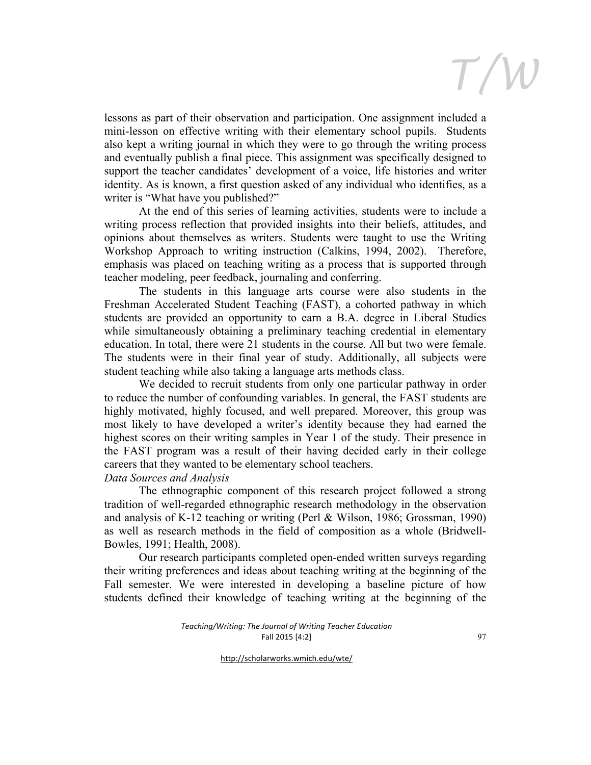lessons as part of their observation and participation. One assignment included a mini-lesson on effective writing with their elementary school pupils. Students also kept a writing journal in which they were to go through the writing process and eventually publish a final piece. This assignment was specifically designed to support the teacher candidates' development of a voice, life histories and writer identity. As is known, a first question asked of any individual who identifies, as a writer is "What have you published?"

At the end of this series of learning activities, students were to include a writing process reflection that provided insights into their beliefs, attitudes, and opinions about themselves as writers. Students were taught to use the Writing Workshop Approach to writing instruction (Calkins, 1994, 2002). Therefore, emphasis was placed on teaching writing as a process that is supported through teacher modeling, peer feedback, journaling and conferring.

The students in this language arts course were also students in the Freshman Accelerated Student Teaching (FAST), a cohorted pathway in which students are provided an opportunity to earn a B.A. degree in Liberal Studies while simultaneously obtaining a preliminary teaching credential in elementary education. In total, there were 21 students in the course. All but two were female. The students were in their final year of study. Additionally, all subjects were student teaching while also taking a language arts methods class.

We decided to recruit students from only one particular pathway in order to reduce the number of confounding variables. In general, the FAST students are highly motivated, highly focused, and well prepared. Moreover, this group was most likely to have developed a writer's identity because they had earned the highest scores on their writing samples in Year 1 of the study. Their presence in the FAST program was a result of their having decided early in their college careers that they wanted to be elementary school teachers.

*Data Sources and Analysis*

The ethnographic component of this research project followed a strong tradition of well-regarded ethnographic research methodology in the observation and analysis of K-12 teaching or writing (Perl & Wilson, 1986; Grossman, 1990) as well as research methods in the field of composition as a whole (Bridwell-Bowles, 1991; Health, 2008).

Our research participants completed open-ended written surveys regarding their writing preferences and ideas about teaching writing at the beginning of the Fall semester. We were interested in developing a baseline picture of how students defined their knowledge of teaching writing at the beginning of the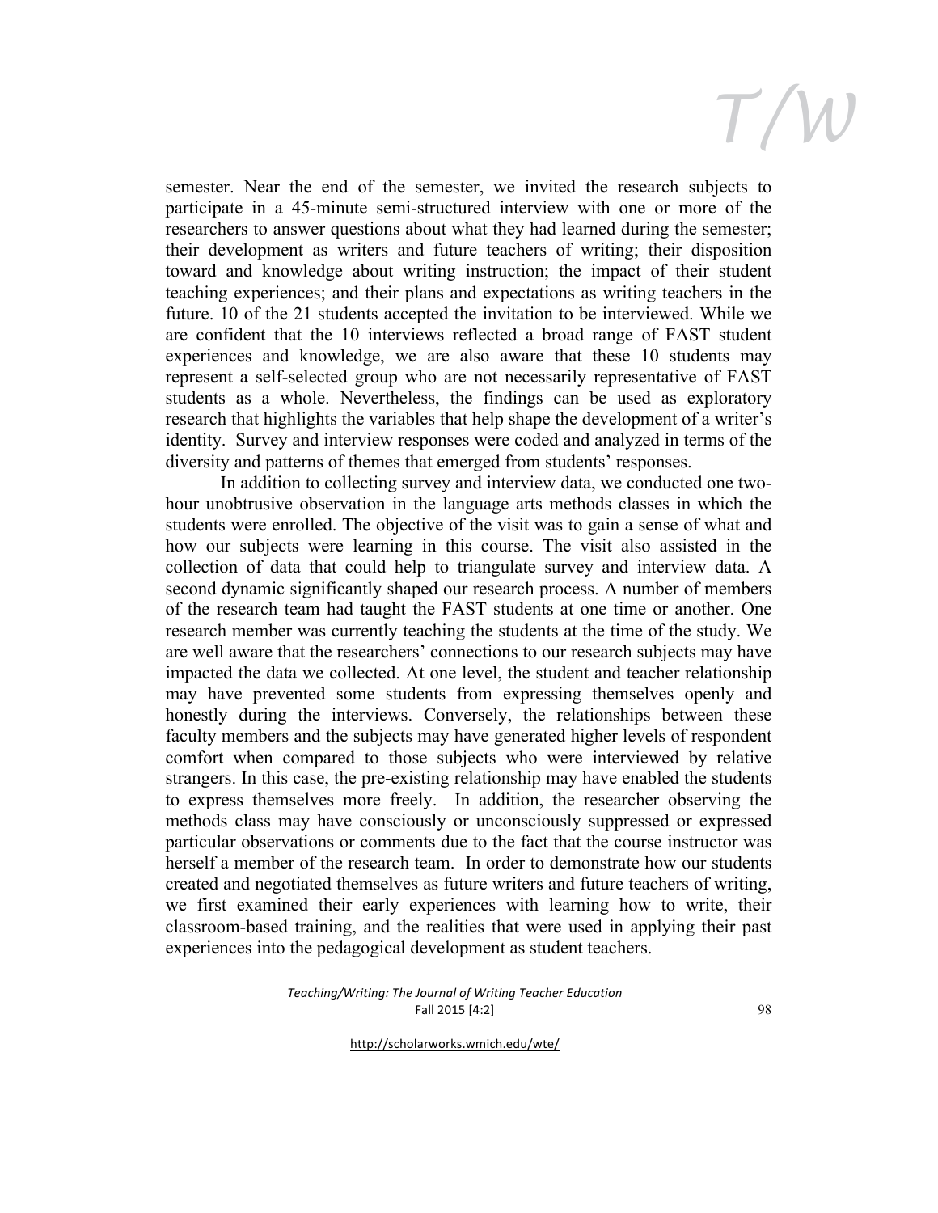semester. Near the end of the semester, we invited the research subjects to participate in a 45-minute semi-structured interview with one or more of the researchers to answer questions about what they had learned during the semester; their development as writers and future teachers of writing; their disposition toward and knowledge about writing instruction; the impact of their student teaching experiences; and their plans and expectations as writing teachers in the future. 10 of the 21 students accepted the invitation to be interviewed. While we are confident that the 10 interviews reflected a broad range of FAST student experiences and knowledge, we are also aware that these 10 students may represent a self-selected group who are not necessarily representative of FAST students as a whole. Nevertheless, the findings can be used as exploratory research that highlights the variables that help shape the development of a writer's identity. Survey and interview responses were coded and analyzed in terms of the diversity and patterns of themes that emerged from students' responses.

In addition to collecting survey and interview data, we conducted one two-hour unobtrusive observation in the language arts methods classes in which the students were enrolled. The objective of the visit was to gain a sense of what and how our subjects were learning in this course. The visit also assisted in the collection of data that could help to triangulate survey and interview data. A second dynamic significantly shaped our research process. A number of members of the research team had taught the FAST students at one time or another. One research member was currently teaching the students at the time of the study. We are well aware that the researchers' connections to our research subjects may have impacted the data we collected. At one level, the student and teacher relationship may have prevented some students from expressing themselves openly and honestly during the interviews. Conversely, the relationships between these faculty members and the subjects may have generated higher levels of respondent comfort when compared to those subjects who were interviewed by relative strangers. In this case, the pre-existing relationship may have enabled the students to express themselves more freely. In addition, the researcher observing the methods class may have consciously or unconsciously suppressed or expressed particular observations or comments due to the fact that the course instructor was herself a member of the research team. In order to demonstrate how our students created and negotiated themselves as future writers and future teachers of writing, we first examined their early experiences with learning how to write, their classroom-based training, and the realities that were used in applying their past experiences into the pedagogical development as student teachers.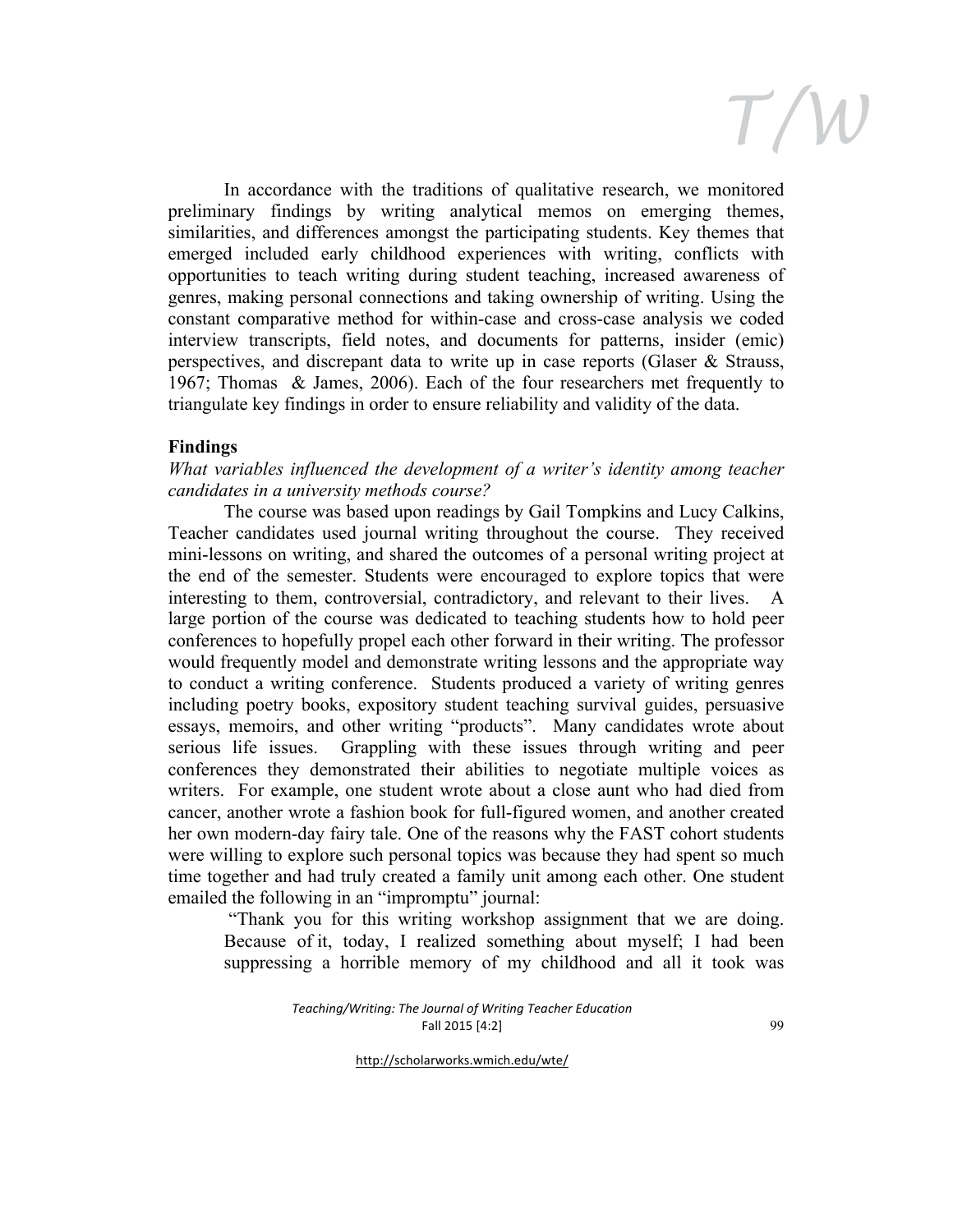In accordance with the traditions of qualitative research, we monitored preliminary findings by writing analytical memos on emerging themes, similarities, and differences amongst the participating students. Key themes that emerged included early childhood experiences with writing, conflicts with opportunities to teach writing during student teaching, increased awareness of genres, making personal connections and taking ownership of writing. Using the constant comparative method for within-case and cross-case analysis we coded interview transcripts, field notes, and documents for patterns, insider (emic) perspectives, and discrepant data to write up in case reports (Glaser & Strauss, 1967; Thomas & James, 2006). Each of the four researchers met frequently to triangulate key findings in order to ensure reliability and validity of the data.

## Findings

*What variables influenced the development of a writer's identity among teacher candidates in a university methods course?*

The course was based upon readings by Gail Tompkins and Lucy Calkins, Teacher candidates used journal writing throughout the course. They received mini-lessons on writing, and shared the outcomes of a personal writing project at the end of the semester. Students were encouraged to explore topics that were interesting to them, controversial, contradictory, and relevant to their lives. A large portion of the course was dedicated to teaching students how to hold peer conferences to hopefully propel each other forward in their writing. The professor would frequently model and demonstrate writing lessons and the appropriate way to conduct a writing conference. Students produced a variety of writing genres including poetry books, expository student teaching survival guides, persuasive essays, memoirs, and other writing "products". Many candidates wrote about serious life issues. Grappling with these issues through writing and peer conferences they demonstrated their abilities to negotiate multiple voices as writers. For example, one student wrote about a close aunt who had died from cancer, another wrote a fashion book for full-figured women, and another created her own modern-day fairy tale. One of the reasons why the FAST cohort students were willing to explore such personal topics was because they had spent so much time together and had truly created a family unit among each other. One student emailed the following in an "impromptu" journal:

> "Thank you for this writing workshop assignment that we are doing. Because of it, today, I realized something about myself; I had been suppressing a horrible memory of my childhood and all it took was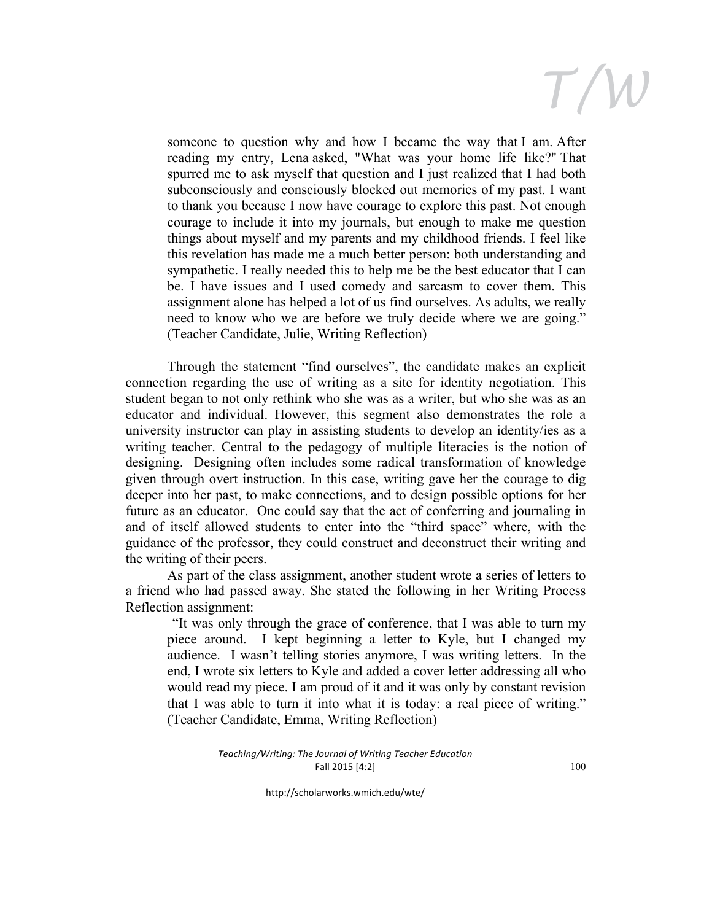> someone to question why and how I became the way that I am. After reading my entry, Lena asked, "What was your home life like?" That spurred me to ask myself that question and I just realized that I had both subconsciously and consciously blocked out memories of my past. I want to thank you because I now have courage to explore this past. Not enough courage to include it into my journals, but enough to make me question things about myself and my parents and my childhood friends. I feel like this revelation has made me a much better person: both understanding and sympathetic. I really needed this to help me be the best educator that I can be. I have issues and I used comedy and sarcasm to cover them. This assignment alone has helped a lot of us find ourselves. As adults, we really need to know who we are before we truly decide where we are going." (Teacher Candidate, Julie, Writing Reflection)

Through the statement "find ourselves", the candidate makes an explicit connection regarding the use of writing as a site for identity negotiation. This student began to not only rethink who she was as a writer, but who she was as an educator and individual. However, this segment also demonstrates the role a university instructor can play in assisting students to develop an identity/ies as a writing teacher. Central to the pedagogy of multiple literacies is the notion of designing. Designing often includes some radical transformation of knowledge given through overt instruction. In this case, writing gave her the courage to dig deeper into her past, to make connections, and to design possible options for her future as an educator. One could say that the act of conferring and journaling in and of itself allowed students to enter into the "third space" where, with the guidance of the professor, they could construct and deconstruct their writing and the writing of their peers.

As part of the class assignment, another student wrote a series of letters to a friend who had passed away. She stated the following in her Writing Process Reflection assignment:

> "It was only through the grace of conference, that I was able to turn my piece around. I kept beginning a letter to Kyle, but I changed my audience. I wasn't telling stories anymore, I was writing letters. In the end, I wrote six letters to Kyle and added a cover letter addressing all who would read my piece. I am proud of it and it was only by constant revision that I was able to turn it into what it is today: a real piece of writing." (Teacher Candidate, Emma, Writing Reflection)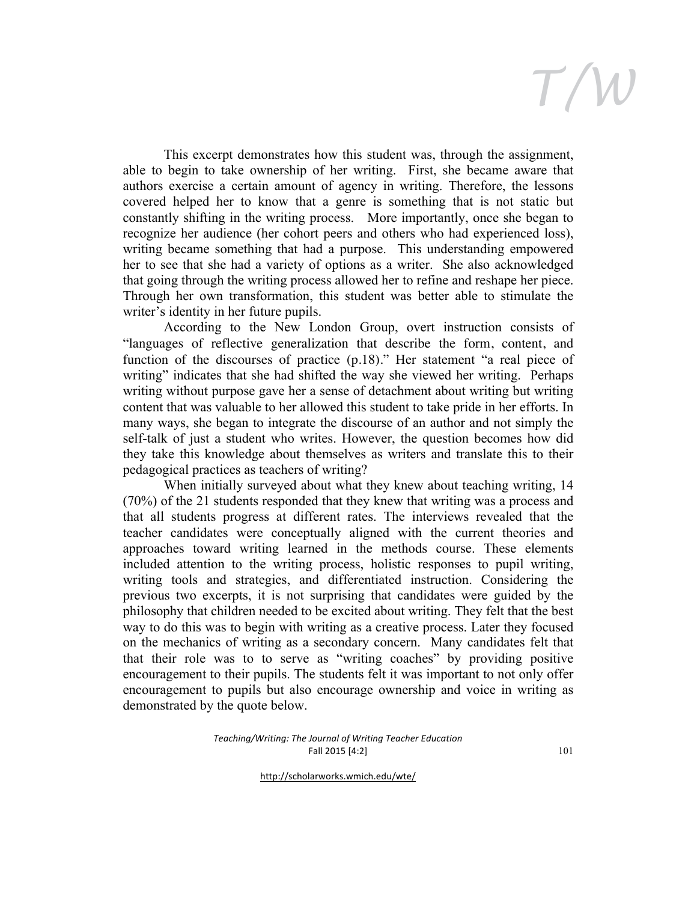This excerpt demonstrates how this student was, through the assignment, able to begin to take ownership of her writing. First, she became aware that authors exercise a certain amount of agency in writing. Therefore, the lessons covered helped her to know that a genre is something that is not static but constantly shifting in the writing process. More importantly, once she began to recognize her audience (her cohort peers and others who had experienced loss), writing became something that had a purpose. This understanding empowered her to see that she had a variety of options as a writer. She also acknowledged that going through the writing process allowed her to refine and reshape her piece. Through her own transformation, this student was better able to stimulate the writer's identity in her future pupils.

According to the New London Group, overt instruction consists of "languages of reflective generalization that describe the form, content, and function of the discourses of practice (p.18)." Her statement "a real piece of writing" indicates that she had shifted the way she viewed her writing. Perhaps writing without purpose gave her a sense of detachment about writing but writing content that was valuable to her allowed this student to take pride in her efforts. In many ways, she began to integrate the discourse of an author and not simply the self-talk of just a student who writes. However, the question becomes how did they take this knowledge about themselves as writers and translate this to their pedagogical practices as teachers of writing?

When initially surveyed about what they knew about teaching writing, 14 (70%) of the 21 students responded that they knew that writing was a process and that all students progress at different rates. The interviews revealed that the teacher candidates were conceptually aligned with the current theories and approaches toward writing learned in the methods course. These elements included attention to the writing process, holistic responses to pupil writing, writing tools and strategies, and differentiated instruction. Considering the previous two excerpts, it is not surprising that candidates were guided by the philosophy that children needed to be excited about writing. They felt that the best way to do this was to begin with writing as a creative process. Later they focused on the mechanics of writing as a secondary concern. Many candidates felt that that their role was to to serve as "writing coaches" by providing positive encouragement to their pupils. The students felt it was important to not only offer encouragement to pupils but also encourage ownership and voice in writing as demonstrated by the quote below.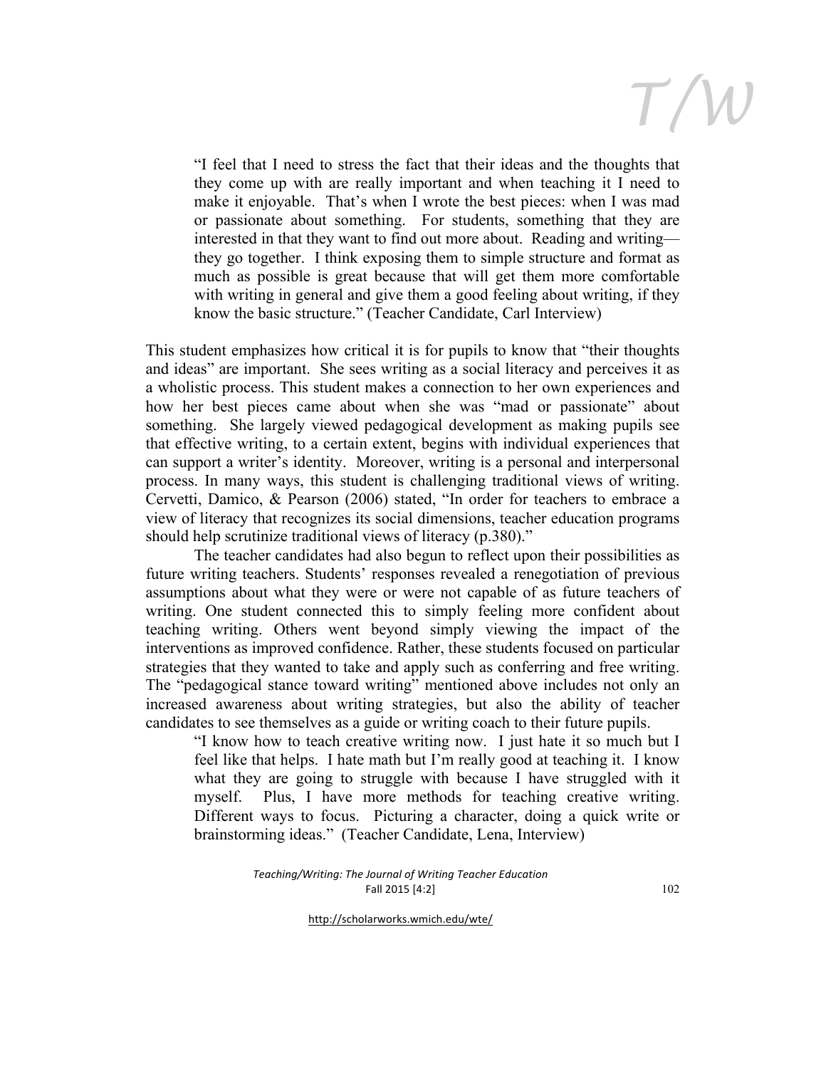> "I feel that I need to stress the fact that their ideas and the thoughts that they come up with are really important and when teaching it I need to make it enjoyable. That's when I wrote the best pieces: when I was mad or passionate about something. For students, something that they are interested in that they want to find out more about. Reading and writing—they go together. I think exposing them to simple structure and format as much as possible is great because that will get them more comfortable with writing in general and give them a good feeling about writing, if they know the basic structure." (Teacher Candidate, Carl Interview)

This student emphasizes how critical it is for pupils to know that "their thoughts and ideas" are important. She sees writing as a social literacy and perceives it as a wholistic process. This student makes a connection to her own experiences and how her best pieces came about when she was "mad or passionate" about something. She largely viewed pedagogical development as making pupils see that effective writing, to a certain extent, begins with individual experiences that can support a writer's identity. Moreover, writing is a personal and interpersonal process. In many ways, this student is challenging traditional views of writing. Cervetti, Damico, & Pearson (2006) stated, "In order for teachers to embrace a view of literacy that recognizes its social dimensions, teacher education programs should help scrutinize traditional views of literacy (p.380)."

The teacher candidates had also begun to reflect upon their possibilities as future writing teachers. Students' responses revealed a renegotiation of previous assumptions about what they were or were not capable of as future teachers of writing. One student connected this to simply feeling more confident about teaching writing. Others went beyond simply viewing the impact of the interventions as improved confidence. Rather, these students focused on particular strategies that they wanted to take and apply such as conferring and free writing. The "pedagogical stance toward writing" mentioned above includes not only an increased awareness about writing strategies, but also the ability of teacher candidates to see themselves as a guide or writing coach to their future pupils.

> "I know how to teach creative writing now. I just hate it so much but I feel like that helps. I hate math but I'm really good at teaching it. I know what they are going to struggle with because I have struggled with it myself. Plus, I have more methods for teaching creative writing. Different ways to focus. Picturing a character, doing a quick write or brainstorming ideas." (Teacher Candidate, Lena, Interview)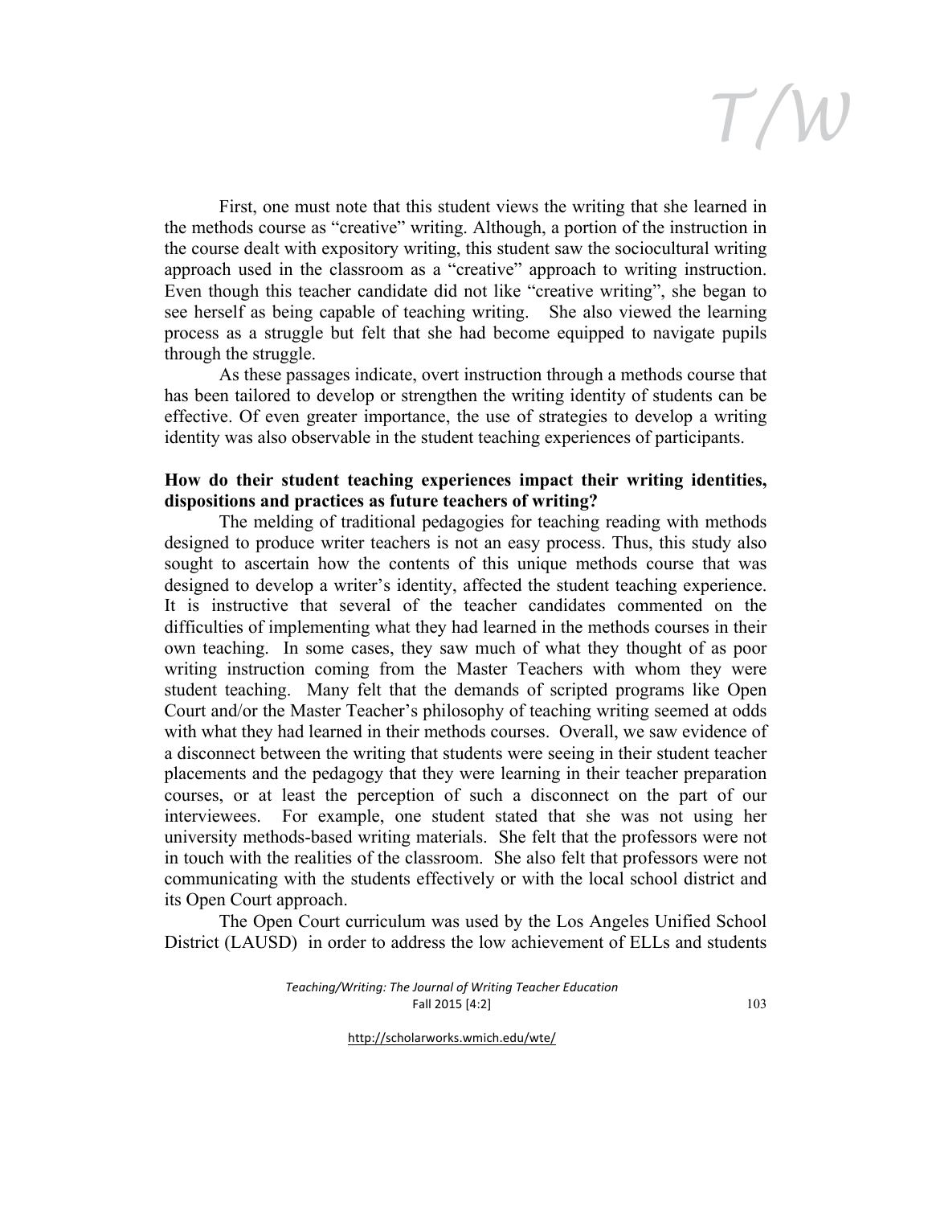First, one must note that this student views the writing that she learned in the methods course as "creative" writing. Although, a portion of the instruction in the course dealt with expository writing, this student saw the sociocultural writing approach used in the classroom as a "creative" approach to writing instruction. Even though this teacher candidate did not like "creative writing", she began to see herself as being capable of teaching writing. She also viewed the learning process as a struggle but felt that she had become equipped to navigate pupils through the struggle.

As these passages indicate, overt instruction through a methods course that has been tailored to develop or strengthen the writing identity of students can be effective. Of even greater importance, the use of strategies to develop a writing identity was also observable in the student teaching experiences of participants.

**How do their student teaching experiences impact their writing identities, dispositions and practices as future teachers of writing?**

The melding of traditional pedagogies for teaching reading with methods designed to produce writer teachers is not an easy process. Thus, this study also sought to ascertain how the contents of this unique methods course that was designed to develop a writer's identity, affected the student teaching experience. It is instructive that several of the teacher candidates commented on the difficulties of implementing what they had learned in the methods courses in their own teaching. In some cases, they saw much of what they thought of as poor writing instruction coming from the Master Teachers with whom they were student teaching. Many felt that the demands of scripted programs like Open Court and/or the Master Teacher's philosophy of teaching writing seemed at odds with what they had learned in their methods courses. Overall, we saw evidence of a disconnect between the writing that students were seeing in their student teacher placements and the pedagogy that they were learning in their teacher preparation courses, or at least the perception of such a disconnect on the part of our interviewees. For example, one student stated that she was not using her university methods-based writing materials. She felt that the professors were not in touch with the realities of the classroom. She also felt that professors were not communicating with the students effectively or with the local school district and its Open Court approach.

The Open Court curriculum was used by the Los Angeles Unified School District (LAUSD) in order to address the low achievement of ELLs and students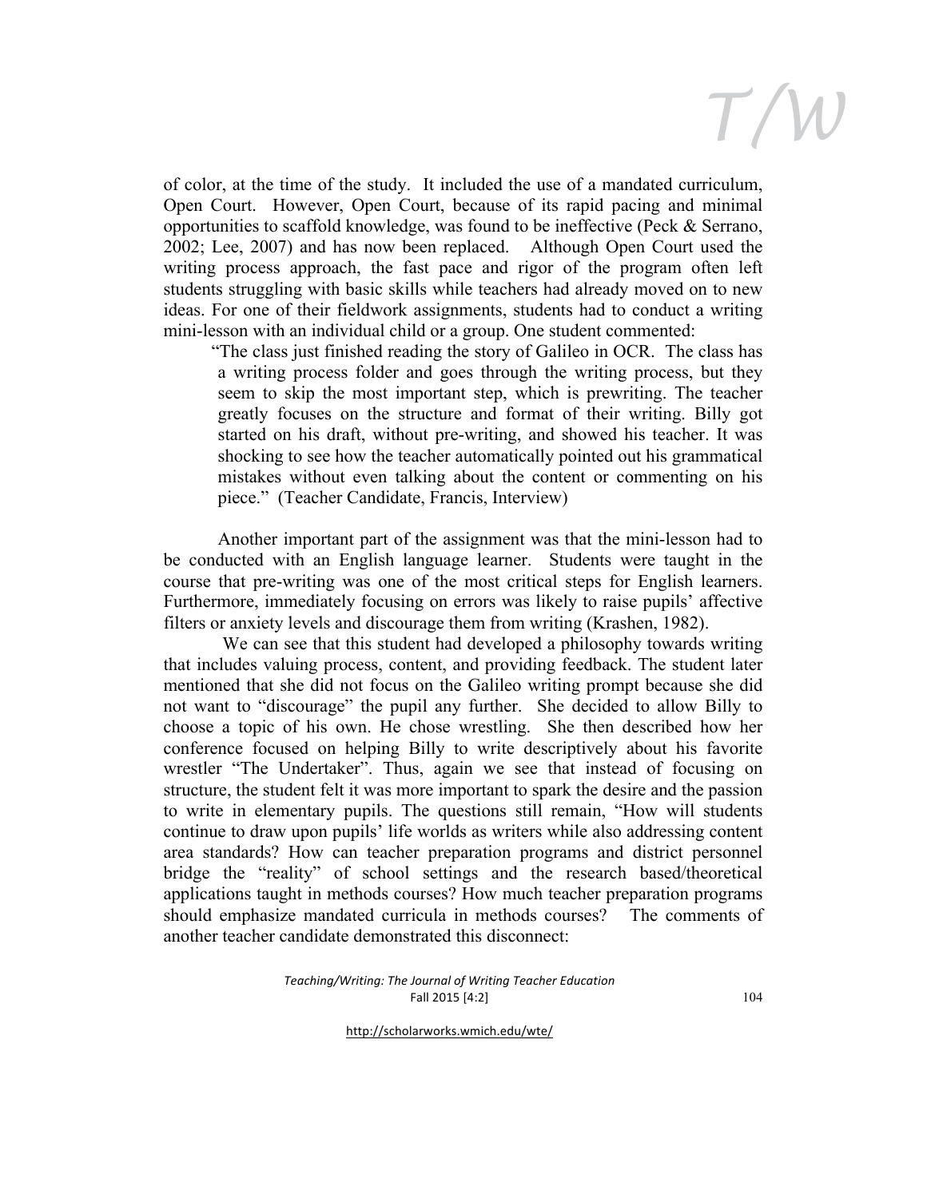of color, at the time of the study. It included the use of a mandated curriculum, Open Court. However, Open Court, because of its rapid pacing and minimal opportunities to scaffold knowledge, was found to be ineffective (Peck & Serrano, 2002; Lee, 2007) and has now been replaced. Although Open Court used the writing process approach, the fast pace and rigor of the program often left students struggling with basic skills while teachers had already moved on to new ideas. For one of their fieldwork assignments, students had to conduct a writing mini-lesson with an individual child or a group. One student commented:

> "The class just finished reading the story of Galileo in OCR. The class has a writing process folder and goes through the writing process, but they seem to skip the most important step, which is prewriting. The teacher greatly focuses on the structure and format of their writing. Billy got started on his draft, without pre-writing, and showed his teacher. It was shocking to see how the teacher automatically pointed out his grammatical mistakes without even talking about the content or commenting on his piece." (Teacher Candidate, Francis, Interview)

Another important part of the assignment was that the mini-lesson had to be conducted with an English language learner. Students were taught in the course that pre-writing was one of the most critical steps for English learners. Furthermore, immediately focusing on errors was likely to raise pupils' affective filters or anxiety levels and discourage them from writing (Krashen, 1982).

We can see that this student had developed a philosophy towards writing that includes valuing process, content, and providing feedback. The student later mentioned that she did not focus on the Galileo writing prompt because she did not want to "discourage" the pupil any further. She decided to allow Billy to choose a topic of his own. He chose wrestling. She then described how her conference focused on helping Billy to write descriptively about his favorite wrestler "The Undertaker". Thus, again we see that instead of focusing on structure, the student felt it was more important to spark the desire and the passion to write in elementary pupils. The questions still remain, "How will students continue to draw upon pupils' life worlds as writers while also addressing content area standards? How can teacher preparation programs and district personnel bridge the "reality" of school settings and the research based/theoretical applications taught in methods courses? How much teacher preparation programs should emphasize mandated curricula in methods courses? The comments of another teacher candidate demonstrated this disconnect: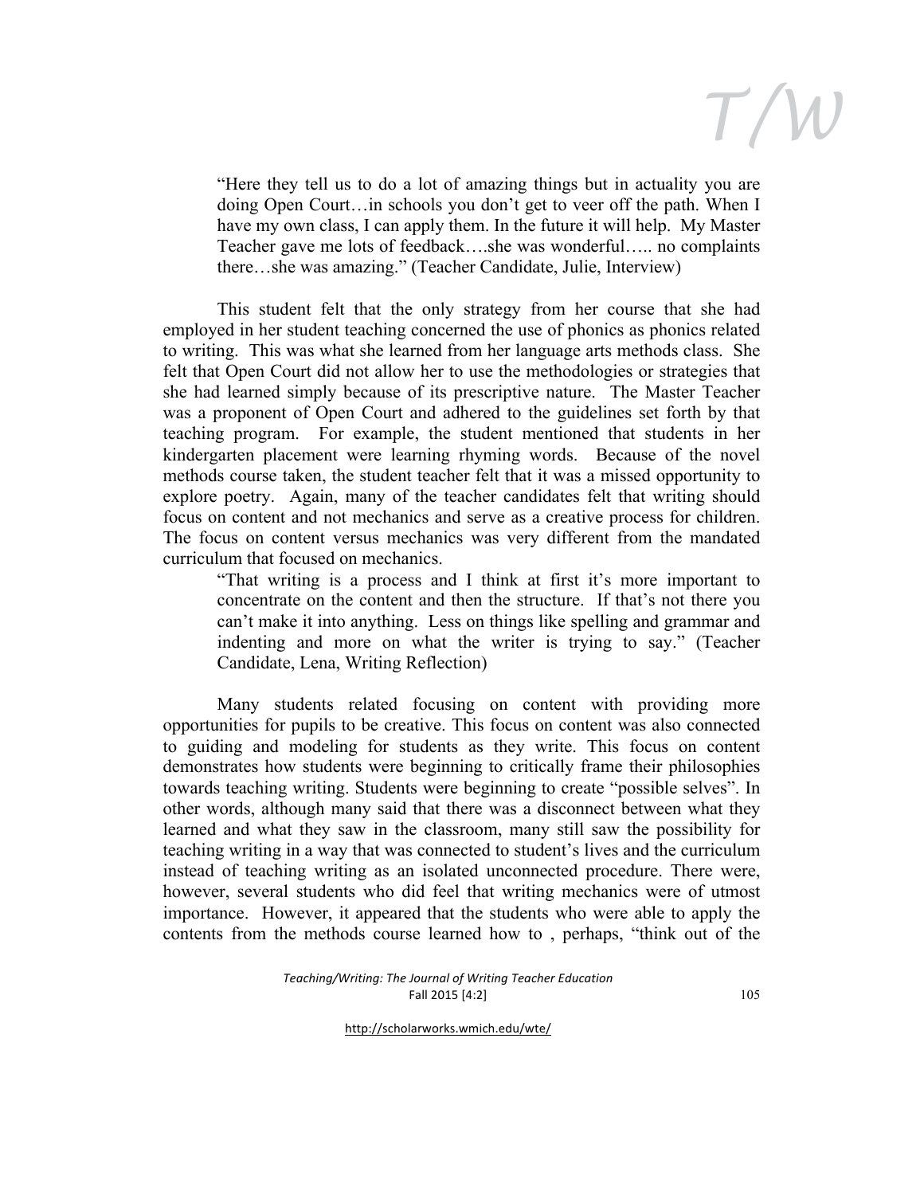> "Here they tell us to do a lot of amazing things but in actuality you are doing Open Court…in schools you don't get to veer off the path. When I have my own class, I can apply them. In the future it will help. My Master Teacher gave me lots of feedback….she was wonderful….. no complaints there…she was amazing." (Teacher Candidate, Julie, Interview)

This student felt that the only strategy from her course that she had employed in her student teaching concerned the use of phonics as phonics related to writing. This was what she learned from her language arts methods class. She felt that Open Court did not allow her to use the methodologies or strategies that she had learned simply because of its prescriptive nature. The Master Teacher was a proponent of Open Court and adhered to the guidelines set forth by that teaching program. For example, the student mentioned that students in her kindergarten placement were learning rhyming words. Because of the novel methods course taken, the student teacher felt that it was a missed opportunity to explore poetry. Again, many of the teacher candidates felt that writing should focus on content and not mechanics and serve as a creative process for children. The focus on content versus mechanics was very different from the mandated curriculum that focused on mechanics.

> "That writing is a process and I think at first it's more important to concentrate on the content and then the structure. If that's not there you can't make it into anything. Less on things like spelling and grammar and indenting and more on what the writer is trying to say." (Teacher Candidate, Lena, Writing Reflection)

Many students related focusing on content with providing more opportunities for pupils to be creative. This focus on content was also connected to guiding and modeling for students as they write. This focus on content demonstrates how students were beginning to critically frame their philosophies towards teaching writing. Students were beginning to create "possible selves". In other words, although many said that there was a disconnect between what they learned and what they saw in the classroom, many still saw the possibility for teaching writing in a way that was connected to student's lives and the curriculum instead of teaching writing as an isolated unconnected procedure. There were, however, several students who did feel that writing mechanics were of utmost importance. However, it appeared that the students who were able to apply the contents from the methods course learned how to , perhaps, "think out of the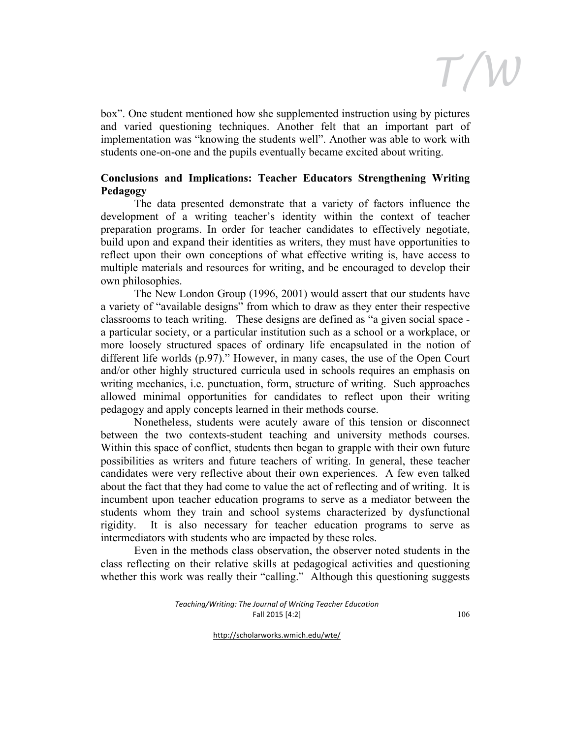box”. One student mentioned how she supplemented instruction using by pictures and varied questioning techniques. Another felt that an important part of implementation was “knowing the students well”. Another was able to work with students one-on-one and the pupils eventually became excited about writing.

## Conclusions and Implications: Teacher Educators Strengthening Writing Pedagogy

The data presented demonstrate that a variety of factors influence the development of a writing teacher’s identity within the context of teacher preparation programs. In order for teacher candidates to effectively negotiate, build upon and expand their identities as writers, they must have opportunities to reflect upon their own conceptions of what effective writing is, have access to multiple materials and resources for writing, and be encouraged to develop their own philosophies.

The New London Group (1996, 2001) would assert that our students have a variety of “available designs” from which to draw as they enter their respective classrooms to teach writing. These designs are defined as “a given social space - a particular society, or a particular institution such as a school or a workplace, or more loosely structured spaces of ordinary life encapsulated in the notion of different life worlds (p.97).” However, in many cases, the use of the Open Court and/or other highly structured curricula used in schools requires an emphasis on writing mechanics, i.e. punctuation, form, structure of writing. Such approaches allowed minimal opportunities for candidates to reflect upon their writing pedagogy and apply concepts learned in their methods course.

Nonetheless, students were acutely aware of this tension or disconnect between the two contexts-student teaching and university methods courses. Within this space of conflict, students then began to grapple with their own future possibilities as writers and future teachers of writing. In general, these teacher candidates were very reflective about their own experiences. A few even talked about the fact that they had come to value the act of reflecting and of writing. It is incumbent upon teacher education programs to serve as a mediator between the students whom they train and school systems characterized by dysfunctional rigidity. It is also necessary for teacher education programs to serve as intermediators with students who are impacted by these roles.

Even in the methods class observation, the observer noted students in the class reflecting on their relative skills at pedagogical activities and questioning whether this work was really their “calling.” Although this questioning suggests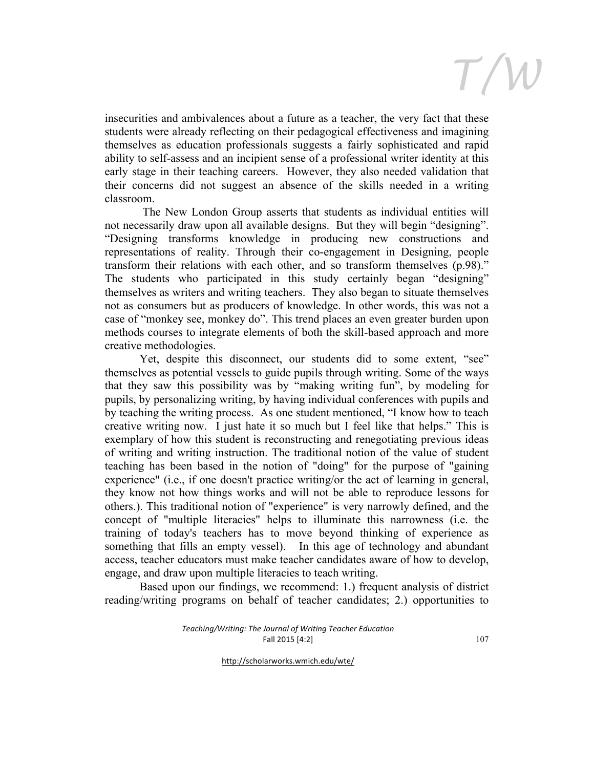insecurities and ambivalences about a future as a teacher, the very fact that these students were already reflecting on their pedagogical effectiveness and imagining themselves as education professionals suggests a fairly sophisticated and rapid ability to self-assess and an incipient sense of a professional writer identity at this early stage in their teaching careers. However, they also needed validation that their concerns did not suggest an absence of the skills needed in a writing classroom.

The New London Group asserts that students as individual entities will not necessarily draw upon all available designs. But they will begin "designing". "Designing transforms knowledge in producing new constructions and representations of reality. Through their co-engagement in Designing, people transform their relations with each other, and so transform themselves (p.98)." The students who participated in this study certainly began "designing" themselves as writers and writing teachers. They also began to situate themselves not as consumers but as producers of knowledge. In other words, this was not a case of "monkey see, monkey do". This trend places an even greater burden upon methods courses to integrate elements of both the skill-based approach and more creative methodologies.

Yet, despite this disconnect, our students did to some extent, "see" themselves as potential vessels to guide pupils through writing. Some of the ways that they saw this possibility was by "making writing fun", by modeling for pupils, by personalizing writing, by having individual conferences with pupils and by teaching the writing process. As one student mentioned, "I know how to teach creative writing now. I just hate it so much but I feel like that helps." This is exemplary of how this student is reconstructing and renegotiating previous ideas of writing and writing instruction. The traditional notion of the value of student teaching has been based in the notion of "doing" for the purpose of "gaining experience" (i.e., if one doesn't practice writing/or the act of learning in general, they know not how things works and will not be able to reproduce lessons for others.). This traditional notion of "experience" is very narrowly defined, and the concept of "multiple literacies" helps to illuminate this narrowness (i.e. the training of today's teachers has to move beyond thinking of experience as something that fills an empty vessel). In this age of technology and abundant access, teacher educators must make teacher candidates aware of how to develop, engage, and draw upon multiple literacies to teach writing.

Based upon our findings, we recommend: 1.) frequent analysis of district reading/writing programs on behalf of teacher candidates; 2.) opportunities to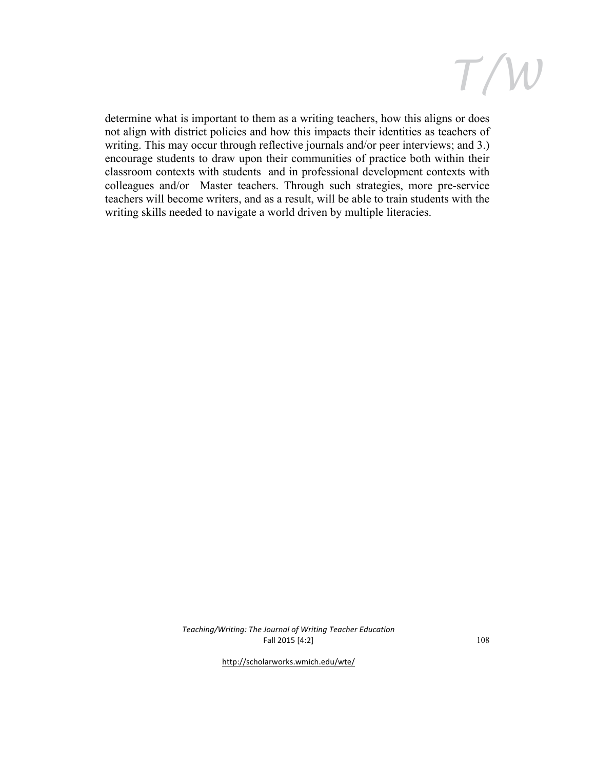determine what is important to them as a writing teachers, how this aligns or does not align with district policies and how this impacts their identities as teachers of writing. This may occur through reflective journals and/or peer interviews; and 3.) encourage students to draw upon their communities of practice both within their classroom contexts with students and in professional development contexts with colleagues and/or Master teachers. Through such strategies, more pre-service teachers will become writers, and as a result, will be able to train students with the writing skills needed to navigate a world driven by multiple literacies.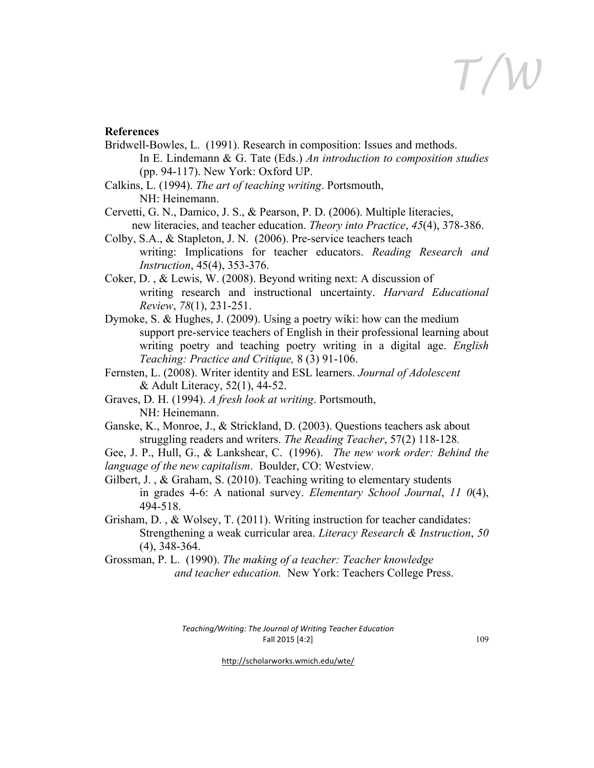**References**

Bridwell-Bowles, L. (1991). Research in composition: Issues and methods. In E. Lindemann & G. Tate (Eds.) *An introduction to composition studies* (pp. 94-117). New York: Oxford UP.

Calkins, L. (1994). *The art of teaching writing*. Portsmouth, NH: Heinemann.

Cervetti, G. N., Damico, J. S., & Pearson, P. D. (2006). Multiple literacies, new literacies, and teacher education. *Theory into Practice*, *45*(4), 378-386.

Colby, S.A., & Stapleton, J. N. (2006). Pre-service teachers teach writing: Implications for teacher educators. *Reading Research and Instruction*, 45(4), 353-376.

Coker, D. , & Lewis, W. (2008). Beyond writing next: A discussion of writing research and instructional uncertainty. *Harvard Educational Review*, *78*(1), 231-251.

Dymoke, S. & Hughes, J. (2009). Using a poetry wiki: how can the medium support pre-service teachers of English in their professional learning about writing poetry and teaching poetry writing in a digital age. *English Teaching: Practice and Critique,* 8 (3) 91-106.

Fernsten, L. (2008). Writer identity and ESL learners. *Journal of Adolescent* & Adult Literacy, 52(1), 44-52.

Graves, D. H. (1994). *A fresh look at writing*. Portsmouth, NH: Heinemann.

Ganske, K., Monroe, J., & Strickland, D. (2003). Questions teachers ask about struggling readers and writers. *The Reading Teacher*, 57(2) 118-128*.*

Gee, J. P., Hull, G., & Lankshear, C. (1996). *The new work order: Behind the language of the new capitalism*. Boulder, CO: Westview.

Gilbert, J. , & Graham, S. (2010). Teaching writing to elementary students in grades 4-6: A national survey. *Elementary School Journal*, *11 0*(4), 494-518.

Grisham, D. , & Wolsey, T. (2011). Writing instruction for teacher candidates: Strengthening a weak curricular area. *Literacy Research & Instruction*, *50* (4), 348-364.

Grossman, P. L. (1990). *The making of a teacher: Teacher knowledge and teacher education.* New York: Teachers College Press.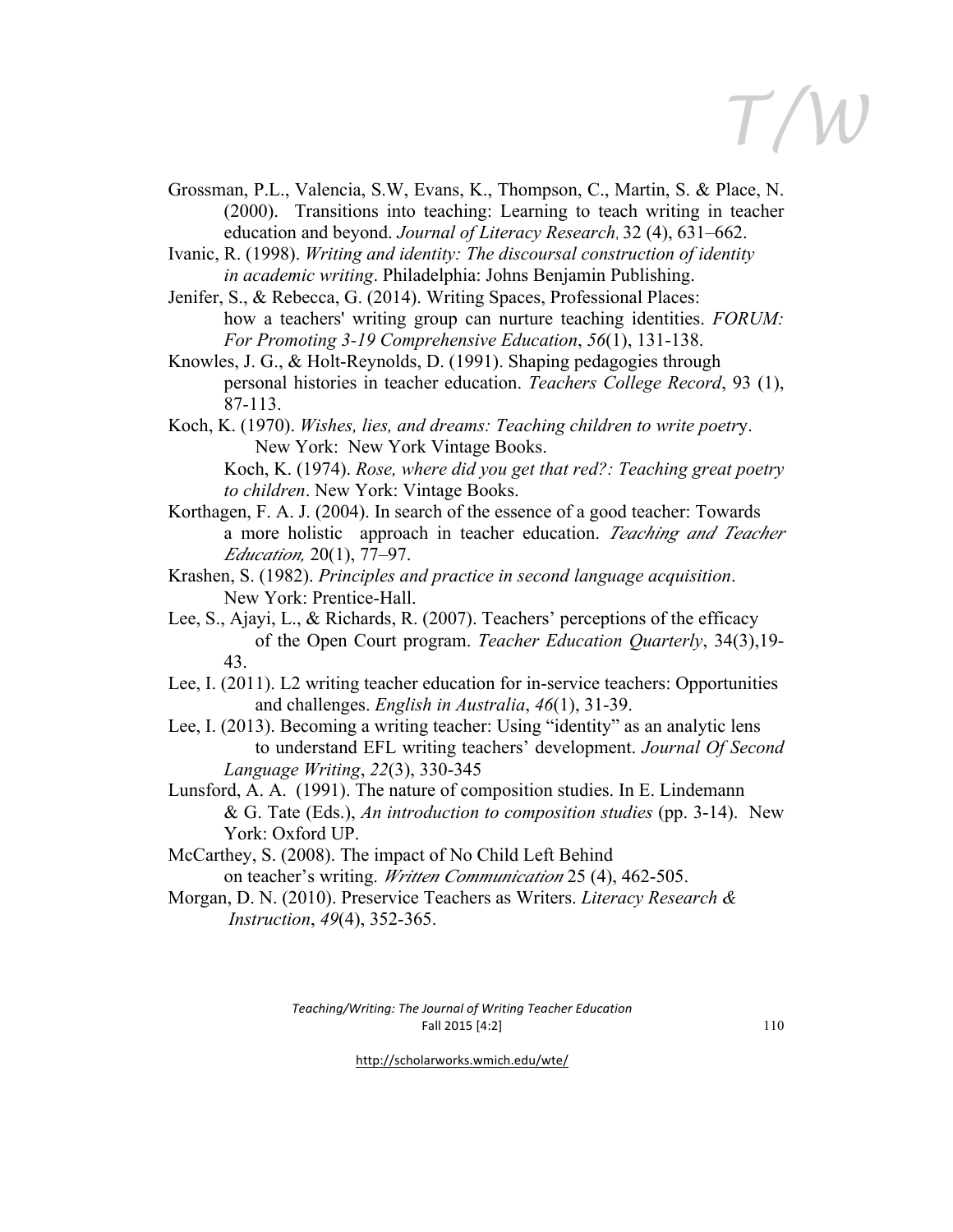Grossman, P.L., Valencia, S.W, Evans, K., Thompson, C., Martin, S. & Place, N. (2000). Transitions into teaching: Learning to teach writing in teacher education and beyond. *Journal of Literacy Research,* 32 (4), 631–662.

Ivanic, R. (1998). *Writing and identity: The discoursal construction of identity in academic writing*. Philadelphia: Johns Benjamin Publishing.

Jenifer, S., & Rebecca, G. (2014). Writing Spaces, Professional Places: how a teachers' writing group can nurture teaching identities. *FORUM: For Promoting 3-19 Comprehensive Education*, *56*(1), 131-138.

Knowles, J. G., & Holt-Reynolds, D. (1991). Shaping pedagogies through personal histories in teacher education. *Teachers College Record*, 93 (1), 87-113.

Koch, K. (1970). *Wishes, lies, and dreams: Teaching children to write poetry*. New York: New York Vintage Books.

Koch, K. (1974). *Rose, where did you get that red?: Teaching great poetry to children*. New York: Vintage Books.

Korthagen, F. A. J. (2004). In search of the essence of a good teacher: Towards a more holistic approach in teacher education. *Teaching and Teacher Education,* 20(1), 77–97.

Krashen, S. (1982). *Principles and practice in second language acquisition*. New York: Prentice-Hall.

Lee, S., Ajayi, L., & Richards, R. (2007). Teachers' perceptions of the efficacy of the Open Court program. *Teacher Education Quarterly*, 34(3),19-43.

Lee, I. (2011). L2 writing teacher education for in-service teachers: Opportunities and challenges. *English in Australia*, *46*(1), 31-39.

Lee, I. (2013). Becoming a writing teacher: Using "identity" as an analytic lens to understand EFL writing teachers' development. *Journal Of Second Language Writing*, *22*(3), 330-345

Lunsford, A. A. (1991). The nature of composition studies. In E. Lindemann & G. Tate (Eds.), *An introduction to composition studies* (pp. 3-14). New York: Oxford UP.

McCarthey, S. (2008). The impact of No Child Left Behind on teacher's writing. *Written Communication* 25 (4), 462-505.

Morgan, D. N. (2010). Preservice Teachers as Writers. *Literacy Research & Instruction*, *49*(4), 352-365.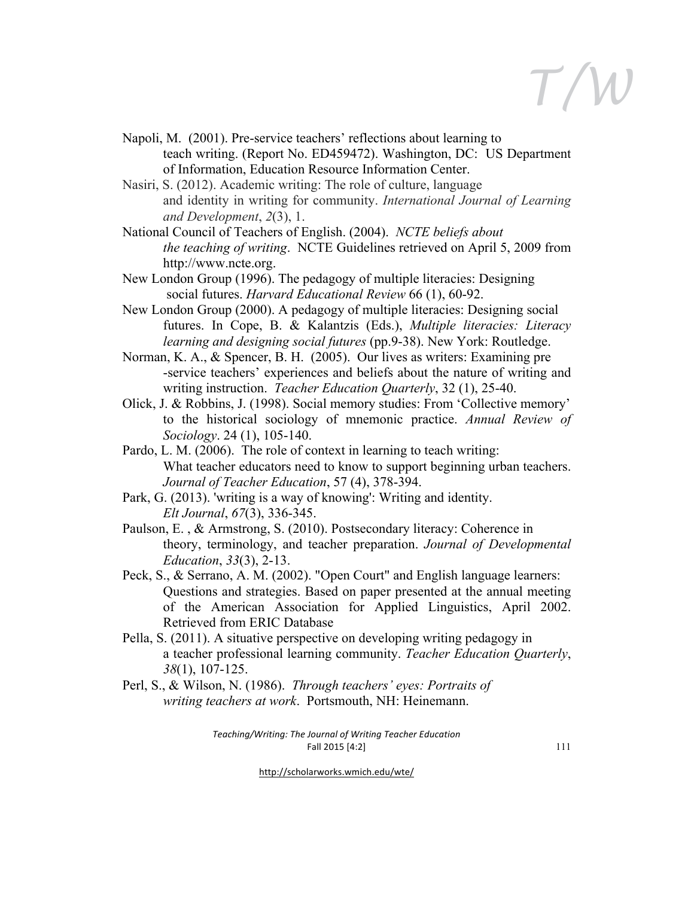Napoli, M. (2001). Pre-service teachers' reflections about learning to teach writing. (Report No. ED459472). Washington, DC: US Department of Information, Education Resource Information Center.

Nasiri, S. (2012). Academic writing: The role of culture, language and identity in writing for community. *International Journal of Learning and Development*, *2*(3), 1.

National Council of Teachers of English. (2004). *NCTE beliefs about the teaching of writing*. NCTE Guidelines retrieved on April 5, 2009 from http://www.ncte.org.

New London Group (1996). The pedagogy of multiple literacies: Designing social futures. *Harvard Educational Review* 66 (1), 60-92.

New London Group (2000). A pedagogy of multiple literacies: Designing social futures. In Cope, B. & Kalantzis (Eds.), *Multiple literacies: Literacy learning and designing social futures* (pp.9-38). New York: Routledge.

Norman, K. A., & Spencer, B. H. (2005). Our lives as writers: Examining pre -service teachers' experiences and beliefs about the nature of writing and writing instruction. *Teacher Education Quarterly*, 32 (1), 25-40.

Olick, J. & Robbins, J. (1998). Social memory studies: From 'Collective memory' to the historical sociology of mnemonic practice. *Annual Review of Sociology*. 24 (1), 105-140.

Pardo, L. M. (2006). The role of context in learning to teach writing: What teacher educators need to know to support beginning urban teachers. *Journal of Teacher Education*, 57 (4), 378-394.

Park, G. (2013). 'writing is a way of knowing': Writing and identity. *Elt Journal*, *67*(3), 336-345.

Paulson, E. , & Armstrong, S. (2010). Postsecondary literacy: Coherence in theory, terminology, and teacher preparation. *Journal of Developmental Education*, *33*(3), 2-13.

Peck, S., & Serrano, A. M. (2002). "Open Court" and English language learners: Questions and strategies. Based on paper presented at the annual meeting of the American Association for Applied Linguistics, April 2002. Retrieved from ERIC Database

Pella, S. (2011). A situative perspective on developing writing pedagogy in a teacher professional learning community. *Teacher Education Quarterly*, *38*(1), 107-125.

Perl, S., & Wilson, N. (1986). *Through teachers' eyes: Portraits of writing teachers at work*. Portsmouth, NH: Heinemann.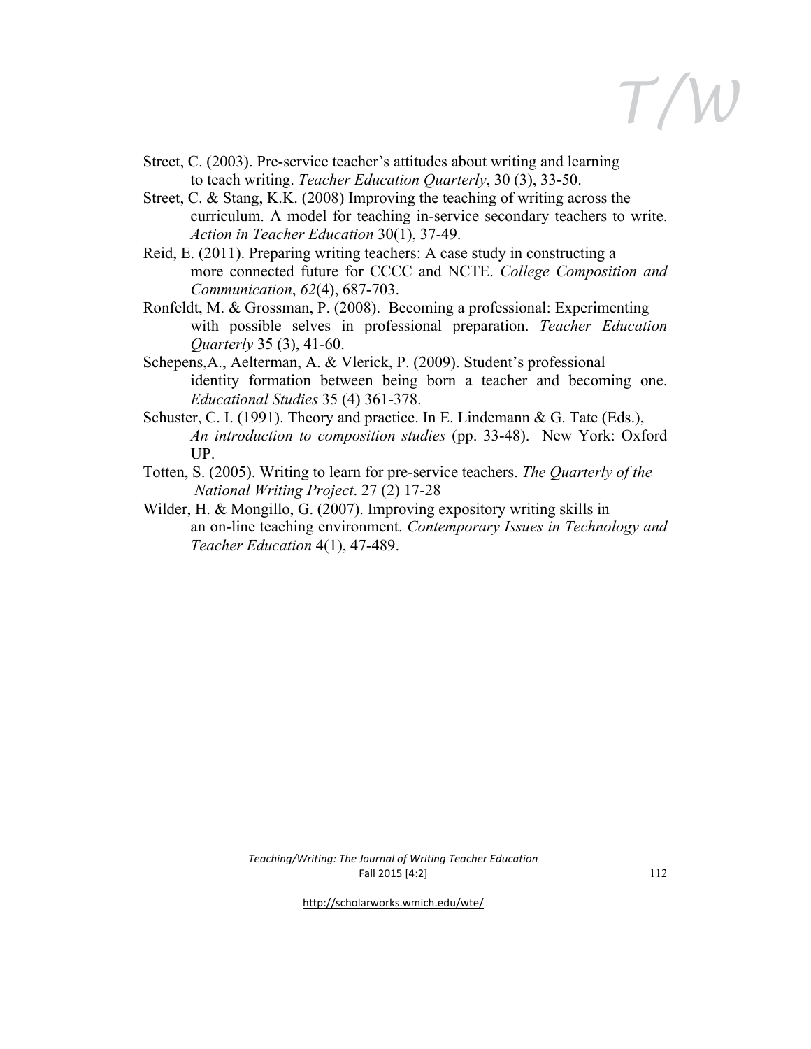Street, C. (2003). Pre-service teacher's attitudes about writing and learning to teach writing. *Teacher Education Quarterly*, 30 (3), 33-50.

Street, C. & Stang, K.K. (2008) Improving the teaching of writing across the curriculum. A model for teaching in-service secondary teachers to write. *Action in Teacher Education* 30(1), 37-49.

Reid, E. (2011). Preparing writing teachers: A case study in constructing a more connected future for CCCC and NCTE. *College Composition and Communication*, *62*(4), 687-703.

Ronfeldt, M. & Grossman, P. (2008). Becoming a professional: Experimenting with possible selves in professional preparation. *Teacher Education Quarterly* 35 (3), 41-60.

Schepens,A., Aelterman, A. & Vlerick, P. (2009). Student's professional identity formation between being born a teacher and becoming one. *Educational Studies* 35 (4) 361-378.

Schuster, C. I. (1991). Theory and practice. In E. Lindemann & G. Tate (Eds.), *An introduction to composition studies* (pp. 33-48). New York: Oxford UP.

Totten, S. (2005). Writing to learn for pre-service teachers. *The Quarterly of the National Writing Project*. 27 (2) 17-28

Wilder, H. & Mongillo, G. (2007). Improving expository writing skills in an on-line teaching environment. *Contemporary Issues in Technology and Teacher Education* 4(1), 47-489.